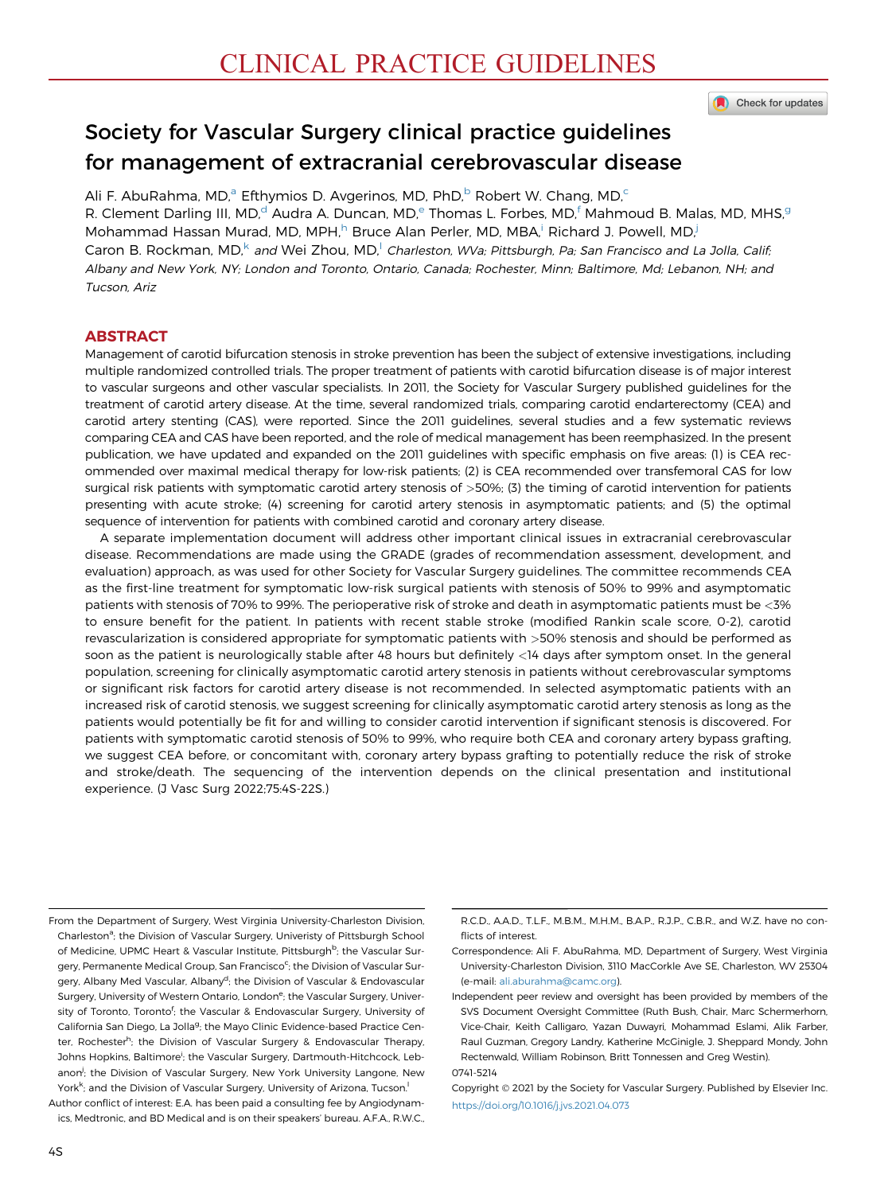# CLINICAL PRACTICE GUIDELINES

## Society for Vascular Surgery clinical practice guidelines for management of extracranial cerebrovascular disease

Ali F. AbuRahma, MD,[a] Efthymios D. Avgerinos, MD, PhD,[b] Robert W. Chang, MD,[c] R. Clement Darling III, MD,[d] Audra A. Duncan, MD,[e] Thomas L. Forbes, MD,[f] Mahmoud B. Malas, MD, MHS,[g] Mohammad Hassan Murad, MD, MPH,[h] Bruce Alan Perler, MD, MBA,[i] Richard J. Powell, MD,[j] Caron B. Rockman, MD,[k] *and* Wei Zhou, MD,[l] *Charleston, WVa; Pittsburgh, Pa; San Francisco and La Jolla, Calif; Albany and New York, NY; London and Toronto, Ontario, Canada; Rochester, Minn; Baltimore, Md; Lebanon, NH; and Tucson, Ariz*

## ABSTRACT

Management of carotid bifurcation stenosis in stroke prevention has been the subject of extensive investigations, including multiple randomized controlled trials. The proper treatment of patients with carotid bifurcation disease is of major interest to vascular surgeons and other vascular specialists. In 2011, the Society for Vascular Surgery published guidelines for the treatment of carotid artery disease. At the time, several randomized trials, comparing carotid endarterectomy (CEA) and carotid artery stenting (CAS), were reported. Since the 2011 guidelines, several studies and a few systematic reviews comparing CEA and CAS have been reported, and the role of medical management has been reemphasized. In the present publication, we have updated and expanded on the 2011 guidelines with specific emphasis on five areas: (1) is CEA recommended over maximal medical therapy for low-risk patients; (2) is CEA recommended over transfemoral CAS for low surgical risk patients with symptomatic carotid artery stenosis of >50%; (3) the timing of carotid intervention for patients presenting with acute stroke; (4) screening for carotid artery stenosis in asymptomatic patients; and (5) the optimal sequence of intervention for patients with combined carotid and coronary artery disease.

A separate implementation document will address other important clinical issues in extracranial cerebrovascular disease. Recommendations are made using the GRADE (grades of recommendation assessment, development, and evaluation) approach, as was used for other Society for Vascular Surgery guidelines. The committee recommends CEA as the first-line treatment for symptomatic low-risk surgical patients with stenosis of 50% to 99% and asymptomatic patients with stenosis of 70% to 99%. The perioperative risk of stroke and death in asymptomatic patients must be <3% to ensure benefit for the patient. In patients with recent stable stroke (modified Rankin scale score, 0-2), carotid revascularization is considered appropriate for symptomatic patients with >50% stenosis and should be performed as soon as the patient is neurologically stable after 48 hours but definitely <14 days after symptom onset. In the general population, screening for clinically asymptomatic carotid artery stenosis in patients without cerebrovascular symptoms or significant risk factors for carotid artery disease is not recommended. In selected asymptomatic patients with an increased risk of carotid stenosis, we suggest screening for clinically asymptomatic carotid artery stenosis as long as the patients would potentially be fit for and willing to consider carotid intervention if significant stenosis is discovered. For patients with symptomatic carotid stenosis of 50% to 99%, who require both CEA and coronary artery bypass grafting, we suggest CEA before, or concomitant with, coronary artery bypass grafting to potentially reduce the risk of stroke and stroke/death. The sequencing of the intervention depends on the clinical presentation and institutional experience. (J Vasc Surg 2022;75:4S-22S.)

From the Department of Surgery, West Virginia University-Charleston Division, Charleston[a]; the Division of Vascular Surgery, Univeristy of Pittsburgh School of Medicine, UPMC Heart & Vascular Institute, Pittsburgh[b]; the Vascular Surgery, Permanente Medical Group, San Francisco[c]; the Division of Vascular Surgery, Albany Med Vascular, Albany[d]; the Division of Vascular & Endovascular Surgery, University of Western Ontario, London[e]; the Vascular Surgery, University of Toronto, Toronto[f]; the Vascular & Endovascular Surgery, University of California San Diego, La Jolla[g]; the Mayo Clinic Evidence-based Practice Center, Rochester[h]; the Division of Vascular Surgery & Endovascular Therapy, Johns Hopkins, Baltimore[i]; the Vascular Surgery, Dartmouth-Hitchcock, Lebanon[j]; the Division of Vascular Surgery, New York University Langone, New York[k]; and the Division of Vascular Surgery, University of Arizona, Tucson.[l]

Author conflict of interest: E.A. has been paid a consulting fee by Angiodynamics, Medtronic, and BD Medical and is on their speakers' bureau. A.F.A., R.W.C., R.C.D., A.A.D., T.L.F., M.B.M., M.H.M., B.A.P., R.J.P., C.B.R., and W.Z. have no conflicts of interest.

Correspondence: Ali F. AbuRahma, MD, Department of Surgery, West Virginia University-Charleston Division, 3110 MacCorkle Ave SE, Charleston, WV 25304 (e-mail: ali.aburahma@camc.org).

Independent peer review and oversight has been provided by members of the SVS Document Oversight Committee (Ruth Bush, Chair, Marc Schermerhorn, Vice-Chair, Keith Calligaro, Yazan Duwayri, Mohammad Eslami, Alik Farber, Raul Guzman, Gregory Landry, Katherine McGinigle, J. Sheppard Mondy, John Rectenwald, William Robinson, Britt Tonnessen and Greg Westin).

0741-5214

Copyright © 2021 by the Society for Vascular Surgery. Published by Elsevier Inc.

https://doi.org/10.1016/j.jvs.2021.04.073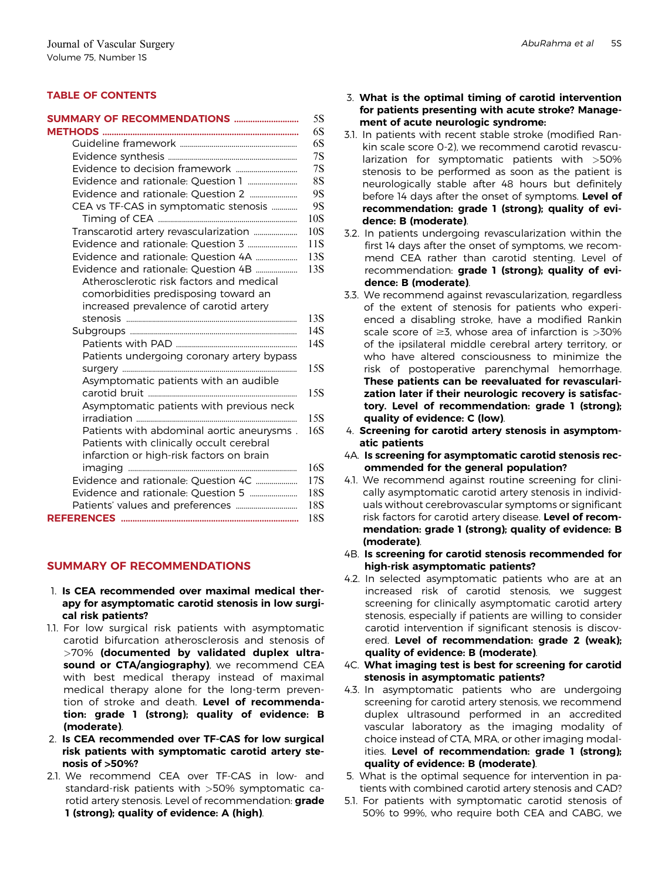## TABLE OF CONTENTS

| | |
|---|---|
| **SUMMARY OF RECOMMENDATIONS** | 5S |
| **METHODS** | 6S |
| Guideline framework | 6S |
| Evidence synthesis | 7S |
| Evidence to decision framework | 7S |
| Evidence and rationale: Question 1 | 8S |
| Evidence and rationale: Question 2 | 9S |
| CEA vs TF-CAS in symptomatic stenosis | 9S |
| Timing of CEA | 10S |
| Transcarotid artery revascularization | 10S |
| Evidence and rationale: Question 3 | 11S |
| Evidence and rationale: Question 4A | 13S |
| Evidence and rationale: Question 4B | 13S |
| Atherosclerotic risk factors and medical comorbidities predisposing toward an increased prevalence of carotid artery stenosis | 13S |
| Subgroups | 14S |
| Patients with PAD | 14S |
| Patients undergoing coronary artery bypass surgery | 15S |
| Asymptomatic patients with an audible carotid bruit | 15S |
| Asymptomatic patients with previous neck irradiation | 15S |
| Patients with abdominal aortic aneurysms | 16S |
| Patients with clinically occult cerebral infarction or high-risk factors on brain imaging | 16S |
| Evidence and rationale: Question 4C | 17S |
| Evidence and rationale: Question 5 | 18S |
| Patients' values and preferences | 18S |
| **REFERENCES** | 18S |

## SUMMARY OF RECOMMENDATIONS

1. **Is CEA recommended over maximal medical therapy for asymptomatic carotid stenosis in low surgical risk patients?**

1.1. For low surgical risk patients with asymptomatic carotid bifurcation atherosclerosis and stenosis of >70% **(documented by validated duplex ultrasound or CTA/angiography)**, we recommend CEA with best medical therapy instead of maximal medical therapy alone for the long-term prevention of stroke and death. **Level of recommendation: grade 1 (strong); quality of evidence: B (moderate)**.

2. **Is CEA recommended over TF-CAS for low surgical risk patients with symptomatic carotid artery stenosis of >50%?**

2.1. We recommend CEA over TF-CAS in low- and standard-risk patients with >50% symptomatic carotid artery stenosis. Level of recommendation: **grade 1 (strong); quality of evidence: A (high)**.

3. **What is the optimal timing of carotid intervention for patients presenting with acute stroke? Management of acute neurologic syndrome:**

3.1. In patients with recent stable stroke (modified Rankin scale score 0-2), we recommend carotid revascularization for symptomatic patients with >50% stenosis to be performed as soon as the patient is neurologically stable after 48 hours but definitely before 14 days after the onset of symptoms. **Level of recommendation: grade 1 (strong); quality of evidence: B (moderate)**.

3.2. In patients undergoing revascularization within the first 14 days after the onset of symptoms, we recommend CEA rather than carotid stenting. Level of recommendation: **grade 1 (strong); quality of evidence: B (moderate)**.

3.3. We recommend against revascularization, regardless of the extent of stenosis for patients who experienced a disabling stroke, have a modified Rankin scale score of ≥3, whose area of infarction is >30% of the ipsilateral middle cerebral artery territory, or who have altered consciousness to minimize the risk of postoperative parenchymal hemorrhage. **These patients can be reevaluated for revascularization later if their neurologic recovery is satisfactory. Level of recommendation: grade 1 (strong); quality of evidence: C (low)**.

4. **Screening for carotid artery stenosis in asymptomatic patients**

4A. **Is screening for asymptomatic carotid stenosis recommended for the general population?**

4.1. We recommend against routine screening for clinically asymptomatic carotid artery stenosis in individuals without cerebrovascular symptoms or significant risk factors for carotid artery disease. **Level of recommendation: grade 1 (strong); quality of evidence: B (moderate)**.

4B. **Is screening for carotid stenosis recommended for high-risk asymptomatic patients?**

4.2. In selected asymptomatic patients who are at an increased risk of carotid stenosis, we suggest screening for clinically asymptomatic carotid artery stenosis, especially if patients are willing to consider carotid intervention if significant stenosis is discovered. **Level of recommendation: grade 2 (weak); quality of evidence: B (moderate)**.

4C. **What imaging test is best for screening for carotid stenosis in asymptomatic patients?**

4.3. In asymptomatic patients who are undergoing screening for carotid artery stenosis, we recommend duplex ultrasound performed in an accredited vascular laboratory as the imaging modality of choice instead of CTA, MRA, or other imaging modalities. **Level of recommendation: grade 1 (strong); quality of evidence: B (moderate)**.

5. What is the optimal sequence for intervention in patients with combined carotid artery stenosis and CAD?

5.1. For patients with symptomatic carotid stenosis of 50% to 99%, who require both CEA and CABG, we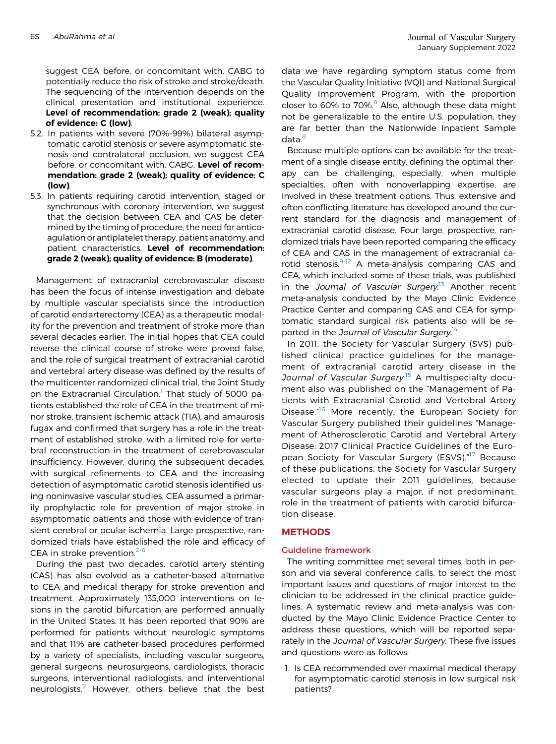suggest CEA before, or concomitant with, CABG to potentially reduce the risk of stroke and stroke/death. The sequencing of the intervention depends on the clinical presentation and institutional experience. **Level of recommendation: grade 2 (weak); quality of evidence: C (low)**.

5.2. In patients with severe (70%-99%) bilateral asymptomatic carotid stenosis or severe asymptomatic stenosis and contralateral occlusion, we suggest CEA before, or concomitant with, CABG. **Level of recommendation: grade 2 (weak); quality of evidence: C (low)**.

5.3. In patients requiring carotid intervention, staged or synchronous with coronary intervention, we suggest that the decision between CEA and CAS be determined by the timing of procedure, the need for anticoagulation or antiplatelet therapy, patient anatomy, and patient characteristics. **Level of recommendation: grade 2 (weak); quality of evidence: B (moderate)**.

Management of extracranial cerebrovascular disease has been the focus of intense investigation and debate by multiple vascular specialists since the introduction of carotid endarterectomy (CEA) as a therapeutic modality for the prevention and treatment of stroke more than several decades earlier. The initial hopes that CEA could reverse the clinical course of stroke were proved false, and the role of surgical treatment of extracranial carotid and vertebral artery disease was defined by the results of the multicenter randomized clinical trial, the Joint Study on the Extracranial Circulation.[1] That study of 5000 patients established the role of CEA in the treatment of minor stroke, transient ischemic attack (TIA), and amaurosis fugax and confirmed that surgery has a role in the treatment of established stroke, with a limited role for vertebral reconstruction in the treatment of cerebrovascular insufficiency. However, during the subsequent decades, with surgical refinements to CEA and the increasing detection of asymptomatic carotid stenosis identified using noninvasive vascular studies, CEA assumed a primarily prophylactic role for prevention of major stroke in asymptomatic patients and those with evidence of transient cerebral or ocular ischemia. Large prospective, randomized trials have established the role and efficacy of CEA in stroke prevention.[2-6]

During the past two decades, carotid artery stenting (CAS) has also evolved as a catheter-based alternative to CEA and medical therapy for stroke prevention and treatment. Approximately 135,000 interventions on lesions in the carotid bifurcation are performed annually in the United States. It has been reported that 90% are performed for patients without neurologic symptoms and that 11% are catheter-based procedures performed by a variety of specialists, including vascular surgeons, general surgeons, neurosurgeons, cardiologists, thoracic surgeons, interventional radiologists, and interventional neurologists.[7] However, others believe that the best data we have regarding symptom status come from the Vascular Quality Initiative (VQI) and National Surgical Quality Improvement Program, with the proportion closer to 60% to 70%.[8] Also, although these data might not be generalizable to the entire U.S. population, they are far better than the Nationwide Inpatient Sample data.[8]

Because multiple options can be available for the treatment of a single disease entity, defining the optimal therapy can be challenging, especially, when multiple specialties, often with nonoverlapping expertise, are involved in these treatment options. Thus, extensive and often conflicting literature has developed around the current standard for the diagnosis and management of extracranial carotid disease. Four large, prospective, randomized trials have been reported comparing the efficacy of CEA and CAS in the management of extracranial carotid stenosis.[9-12] A meta-analysis comparing CAS and CEA, which included some of these trials, was published in the *Journal of Vascular Surgery*.[13] Another recent meta-analysis conducted by the Mayo Clinic Evidence Practice Center and comparing CAS and CEA for symptomatic standard surgical risk patients also will be reported in the *Journal of Vascular Surgery*.[14]

In 2011, the Society for Vascular Surgery (SVS) published clinical practice guidelines for the management of extracranial carotid artery disease in the *Journal of Vascular Surgery*.[15] A multispecialty document also was published on the "Management of Patients with Extracranial Carotid and Vertebral Artery Disease."[16] More recently, the European Society for Vascular Surgery published their guidelines "Management of Atherosclerotic Carotid and Vertebral Artery Disease: 2017 Clinical Practice Guidelines of the European Society for Vascular Surgery (ESVS)."[17] Because of these publications, the Society for Vascular Surgery elected to update their 2011 guidelines, because vascular surgeons play a major, if not predominant, role in the treatment of patients with carotid bifurcation disease.

## METHODS

### Guideline framework

The writing committee met several times, both in person and via several conference calls, to select the most important issues and questions of major interest to the clinician to be addressed in the clinical practice guidelines. A systematic review and meta-analysis was conducted by the Mayo Clinic Evidence Practice Center to address these questions, which will be reported separately in the *Journal of Vascular Surgery*. These five issues and questions were as follows:

1. Is CEA recommended over maximal medical therapy for asymptomatic carotid stenosis in low surgical risk patients?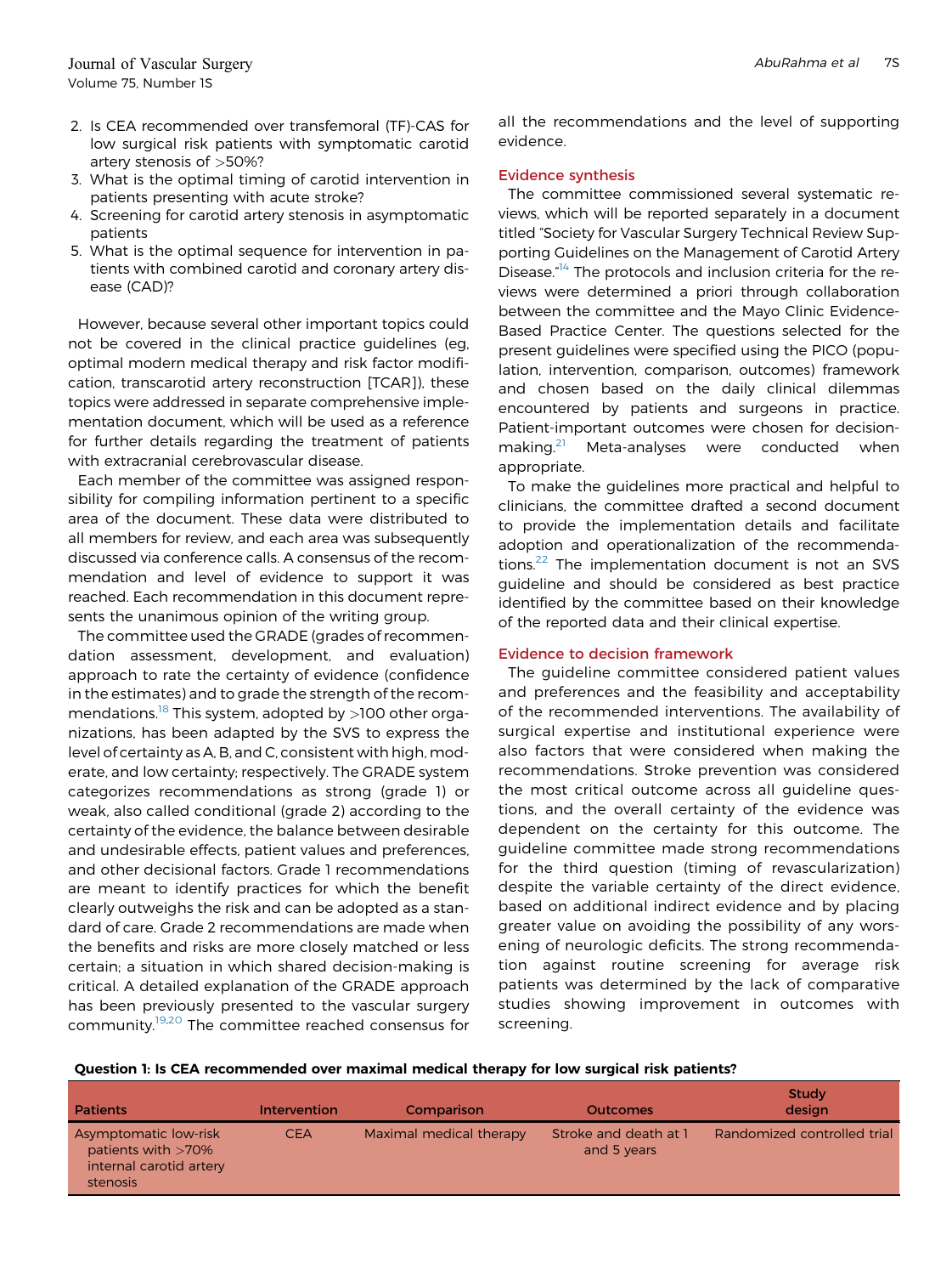2. Is CEA recommended over transfemoral (TF)-CAS for low surgical risk patients with symptomatic carotid artery stenosis of >50%?
3. What is the optimal timing of carotid intervention in patients presenting with acute stroke?
4. Screening for carotid artery stenosis in asymptomatic patients
5. What is the optimal sequence for intervention in patients with combined carotid and coronary artery disease (CAD)?

However, because several other important topics could not be covered in the clinical practice guidelines (eg, optimal modern medical therapy and risk factor modification, transcarotid artery reconstruction [TCAR]), these topics were addressed in separate comprehensive implementation document, which will be used as a reference for further details regarding the treatment of patients with extracranial cerebrovascular disease.

Each member of the committee was assigned responsibility for compiling information pertinent to a specific area of the document. These data were distributed to all members for review, and each area was subsequently discussed via conference calls. A consensus of the recommendation and level of evidence to support it was reached. Each recommendation in this document represents the unanimous opinion of the writing group.

The committee used the GRADE (grades of recommendation assessment, development, and evaluation) approach to rate the certainty of evidence (confidence in the estimates) and to grade the strength of the recommendations.[18] This system, adopted by >100 other organizations, has been adapted by the SVS to express the level of certainty as A, B, and C, consistent with high, moderate, and low certainty; respectively. The GRADE system categorizes recommendations as strong (grade 1) or weak, also called conditional (grade 2) according to the certainty of the evidence, the balance between desirable and undesirable effects, patient values and preferences, and other decisional factors. Grade 1 recommendations are meant to identify practices for which the benefit clearly outweighs the risk and can be adopted as a standard of care. Grade 2 recommendations are made when the benefits and risks are more closely matched or less certain; a situation in which shared decision-making is critical. A detailed explanation of the GRADE approach has been previously presented to the vascular surgery community.[19,20] The committee reached consensus for all the recommendations and the level of supporting evidence.

## Evidence synthesis

The committee commissioned several systematic reviews, which will be reported separately in a document titled "Society for Vascular Surgery Technical Review Supporting Guidelines on the Management of Carotid Artery Disease."[14] The protocols and inclusion criteria for the reviews were determined a priori through collaboration between the committee and the Mayo Clinic Evidence-Based Practice Center. The questions selected for the present guidelines were specified using the PICO (population, intervention, comparison, outcomes) framework and chosen based on the daily clinical dilemmas encountered by patients and surgeons in practice. Patient-important outcomes were chosen for decision-making.[21] Meta-analyses were conducted when appropriate.

To make the guidelines more practical and helpful to clinicians, the committee drafted a second document to provide the implementation details and facilitate adoption and operationalization of the recommendations.[22] The implementation document is not an SVS guideline and should be considered as best practice identified by the committee based on their knowledge of the reported data and their clinical expertise.

## Evidence to decision framework

The guideline committee considered patient values and preferences and the feasibility and acceptability of the recommended interventions. The availability of surgical expertise and institutional experience were also factors that were considered when making the recommendations. Stroke prevention was considered the most critical outcome across all guideline questions, and the overall certainty of the evidence was dependent on the certainty for this outcome. The guideline committee made strong recommendations for the third question (timing of revascularization) despite the variable certainty of the direct evidence, based on additional indirect evidence and by placing greater value on avoiding the possibility of any worsening of neurologic deficits. The strong recommendation against routine screening for average risk patients was determined by the lack of comparative studies showing improvement in outcomes with screening.

**Question 1: Is CEA recommended over maximal medical therapy for low surgical risk patients?**

| Patients | Intervention | Comparison | Outcomes | Study design |
|---|---|---|---|---|
| Asymptomatic low-risk patients with >70% internal carotid artery stenosis | CEA | Maximal medical therapy | Stroke and death at 1 and 5 years | Randomized controlled trial |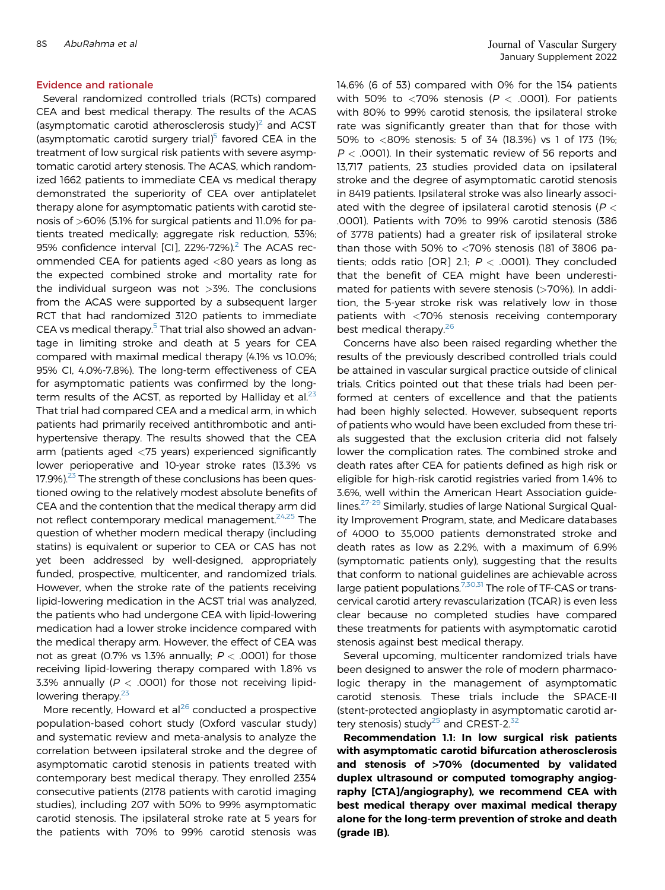## Evidence and rationale

Several randomized controlled trials (RCTs) compared CEA and best medical therapy. The results of the ACAS (asymptomatic carotid atherosclerosis study)[2] and ACST (asymptomatic carotid surgery trial)[5] favored CEA in the treatment of low surgical risk patients with severe asymptomatic carotid artery stenosis. The ACAS, which randomized 1662 patients to immediate CEA vs medical therapy demonstrated the superiority of CEA over antiplatelet therapy alone for asymptomatic patients with carotid stenosis of >60% (5.1% for surgical patients and 11.0% for patients treated medically; aggregate risk reduction, 53%; 95% confidence interval [CI], 22%-72%).[2] The ACAS recommended CEA for patients aged <80 years as long as the expected combined stroke and mortality rate for the individual surgeon was not >3%. The conclusions from the ACAS were supported by a subsequent larger RCT that had randomized 3120 patients to immediate CEA vs medical therapy.[5] That trial also showed an advantage in limiting stroke and death at 5 years for CEA compared with maximal medical therapy (4.1% vs 10.0%; 95% CI, 4.0%-7.8%). The long-term effectiveness of CEA for asymptomatic patients was confirmed by the long-term results of the ACST, as reported by Halliday et al.[23] That trial had compared CEA and a medical arm, in which patients had primarily received antithrombotic and antihypertensive therapy. The results showed that the CEA arm (patients aged <75 years) experienced significantly lower perioperative and 10-year stroke rates (13.3% vs 17.9%).[23] The strength of these conclusions has been questioned owing to the relatively modest absolute benefits of CEA and the contention that the medical therapy arm did not reflect contemporary medical management.[24,25] The question of whether modern medical therapy (including statins) is equivalent or superior to CEA or CAS has not yet been addressed by well-designed, appropriately funded, prospective, multicenter, and randomized trials. However, when the stroke rate of the patients receiving lipid-lowering medication in the ACST trial was analyzed, the patients who had undergone CEA with lipid-lowering medication had a lower stroke incidence compared with the medical therapy arm. However, the effect of CEA was not as great (0.7% vs 1.3% annually; $P < .0001$) for those receiving lipid-lowering therapy compared with 1.8% vs 3.3% annually ($P < .0001$) for those not receiving lipid-lowering therapy.[23]

More recently, Howard et al[26] conducted a prospective population-based cohort study (Oxford vascular study) and systematic review and meta-analysis to analyze the correlation between ipsilateral stroke and the degree of asymptomatic carotid stenosis in patients treated with contemporary best medical therapy. They enrolled 2354 consecutive patients (2178 patients with carotid imaging studies), including 207 with 50% to 99% asymptomatic carotid stenosis. The ipsilateral stroke rate at 5 years for the patients with 70% to 99% carotid stenosis was 14.6% (6 of 53) compared with 0% for the 154 patients with 50% to <70% stenosis ($P < .0001$). For patients with 80% to 99% carotid stenosis, the ipsilateral stroke rate was significantly greater than that for those with 50% to <80% stenosis: 5 of 34 (18.3%) vs 1 of 173 (1%; $P < .0001$). In their systematic review of 56 reports and 13,717 patients, 23 studies provided data on ipsilateral stroke and the degree of asymptomatic carotid stenosis in 8419 patients. Ipsilateral stroke was also linearly associated with the degree of ipsilateral carotid stenosis ($P < .0001$). Patients with 70% to 99% carotid stenosis (386 of 3778 patients) had a greater risk of ipsilateral stroke than those with 50% to <70% stenosis (181 of 3806 patients; odds ratio [OR] 2.1; $P < .0001$). They concluded that the benefit of CEA might have been underestimated for patients with severe stenosis (>70%). In addition, the 5-year stroke risk was relatively low in those patients with <70% stenosis receiving contemporary best medical therapy.[26]

Concerns have also been raised regarding whether the results of the previously described controlled trials could be attained in vascular surgical practice outside of clinical trials. Critics pointed out that these trials had been performed at centers of excellence and that the patients had been highly selected. However, subsequent reports of patients who would have been excluded from these trials suggested that the exclusion criteria did not falsely lower the complication rates. The combined stroke and death rates after CEA for patients defined as high risk or eligible for high-risk carotid registries varied from 1.4% to 3.6%, well within the American Heart Association guidelines.[27-29] Similarly, studies of large National Surgical Quality Improvement Program, state, and Medicare databases of 4000 to 35,000 patients demonstrated stroke and death rates as low as 2.2%, with a maximum of 6.9% (symptomatic patients only), suggesting that the results that conform to national guidelines are achievable across large patient populations.[7,30,31] The role of TF-CAS or transcervical carotid artery revascularization (TCAR) is even less clear because no completed studies have compared these treatments for patients with asymptomatic carotid stenosis against best medical therapy.

Several upcoming, multicenter randomized trials have been designed to answer the role of modern pharmacologic therapy in the management of asymptomatic carotid stenosis. These trials include the SPACE-II (stent-protected angioplasty in asymptomatic carotid artery stenosis) study[25] and CREST-2.[32]

**Recommendation 1.1: In low surgical risk patients with asymptomatic carotid bifurcation atherosclerosis and stenosis of >70% (documented by validated duplex ultrasound or computed tomography angiography [CTA]/angiography), we recommend CEA with best medical therapy over maximal medical therapy alone for the long-term prevention of stroke and death (grade IB).**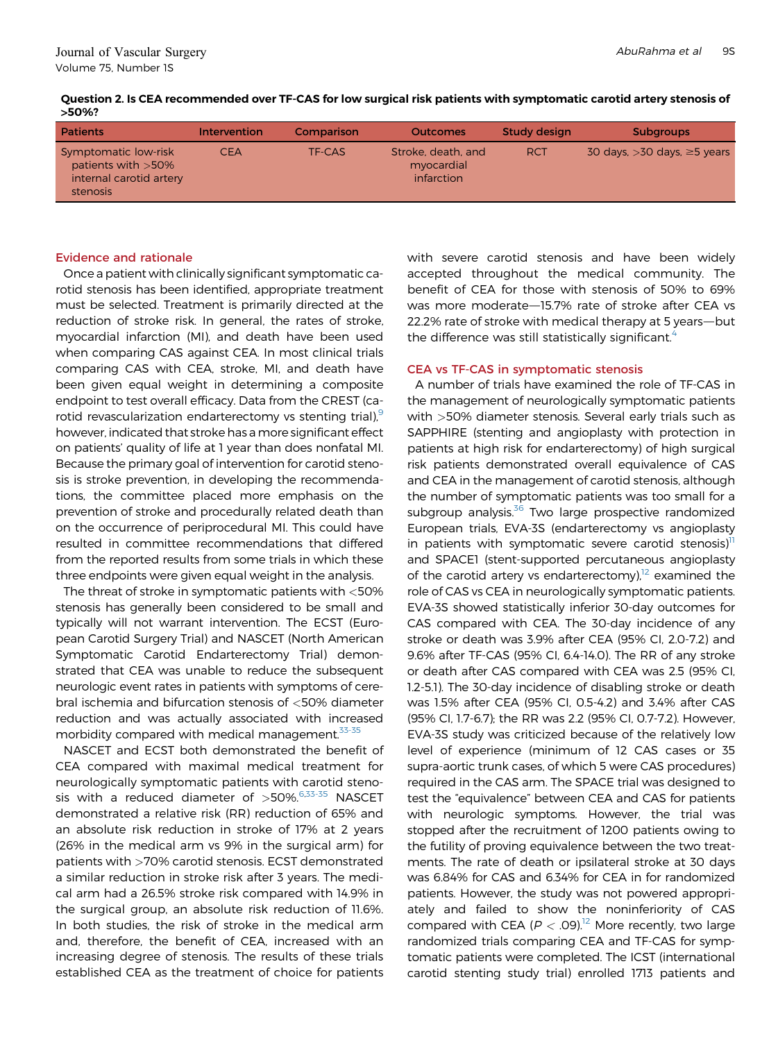**Question 2. Is CEA recommended over TF-CAS for low surgical risk patients with symptomatic carotid artery stenosis of >50%?**

| Patients | Intervention | Comparison | Outcomes | Study design | Subgroups |
|---|---|---|---|---|---|
| Symptomatic low-risk patients with >50% internal carotid artery stenosis | CEA | TF-CAS | Stroke, death, and myocardial infarction | RCT | 30 days, >30 days, ≥5 years |

## Evidence and rationale

Once a patient with clinically significant symptomatic carotid stenosis has been identified, appropriate treatment must be selected. Treatment is primarily directed at the reduction of stroke risk. In general, the rates of stroke, myocardial infarction (MI), and death have been used when comparing CAS against CEA. In most clinical trials comparing CAS with CEA, stroke, MI, and death have been given equal weight in determining a composite endpoint to test overall efficacy. Data from the CREST (carotid revascularization endarterectomy vs stenting trial),[9] however, indicated that stroke has a more significant effect on patients' quality of life at 1 year than does nonfatal MI. Because the primary goal of intervention for carotid stenosis is stroke prevention, in developing the recommendations, the committee placed more emphasis on the prevention of stroke and procedurally related death than on the occurrence of periprocedural MI. This could have resulted in committee recommendations that differed from the reported results from some trials in which these three endpoints were given equal weight in the analysis.

The threat of stroke in symptomatic patients with <50% stenosis has generally been considered to be small and typically will not warrant intervention. The ECST (European Carotid Surgery Trial) and NASCET (North American Symptomatic Carotid Endarterectomy Trial) demonstrated that CEA was unable to reduce the subsequent neurologic event rates in patients with symptoms of cerebral ischemia and bifurcation stenosis of <50% diameter reduction and was actually associated with increased morbidity compared with medical management.[33-35]

NASCET and ECST both demonstrated the benefit of CEA compared with maximal medical treatment for neurologically symptomatic patients with carotid stenosis with a reduced diameter of >50%.[6,33-35] NASCET demonstrated a relative risk (RR) reduction of 65% and an absolute risk reduction in stroke of 17% at 2 years (26% in the medical arm vs 9% in the surgical arm) for patients with >70% carotid stenosis. ECST demonstrated a similar reduction in stroke risk after 3 years. The medical arm had a 26.5% stroke risk compared with 14.9% in the surgical group, an absolute risk reduction of 11.6%. In both studies, the risk of stroke in the medical arm and, therefore, the benefit of CEA, increased with an increasing degree of stenosis. The results of these trials established CEA as the treatment of choice for patients with severe carotid stenosis and have been widely accepted throughout the medical community. The benefit of CEA for those with stenosis of 50% to 69% was more moderate—15.7% rate of stroke after CEA vs 22.2% rate of stroke with medical therapy at 5 years—but the difference was still statistically significant.[4]

### CEA vs TF-CAS in symptomatic stenosis

A number of trials have examined the role of TF-CAS in the management of neurologically symptomatic patients with >50% diameter stenosis. Several early trials such as SAPPHIRE (stenting and angioplasty with protection in patients at high risk for endarterectomy) of high surgical risk patients demonstrated overall equivalence of CAS and CEA in the management of carotid stenosis, although the number of symptomatic patients was too small for a subgroup analysis.[36] Two large prospective randomized European trials, EVA-3S (endarterectomy vs angioplasty in patients with symptomatic severe carotid stenosis)[11] and SPACE1 (stent-supported percutaneous angioplasty of the carotid artery vs endarterectomy),[12] examined the role of CAS vs CEA in neurologically symptomatic patients. EVA-3S showed statistically inferior 30-day outcomes for CAS compared with CEA. The 30-day incidence of any stroke or death was 3.9% after CEA (95% CI, 2.0-7.2) and 9.6% after TF-CAS (95% CI, 6.4-14.0). The RR of any stroke or death after CAS compared with CEA was 2.5 (95% CI, 1.2-5.1). The 30-day incidence of disabling stroke or death was 1.5% after CEA (95% CI, 0.5-4.2) and 3.4% after CAS (95% CI, 1.7-6.7); the RR was 2.2 (95% CI, 0.7-7.2). However, EVA-3S study was criticized because of the relatively low level of experience (minimum of 12 CAS cases or 35 supra-aortic trunk cases, of which 5 were CAS procedures) required in the CAS arm. The SPACE trial was designed to test the "equivalence" between CEA and CAS for patients with neurologic symptoms. However, the trial was stopped after the recruitment of 1200 patients owing to the futility of proving equivalence between the two treatments. The rate of death or ipsilateral stroke at 30 days was 6.84% for CAS and 6.34% for CEA in for randomized patients. However, the study was not powered appropriately and failed to show the noninferiority of CAS compared with CEA ($P < .09$).[12] More recently, two large randomized trials comparing CEA and TF-CAS for symptomatic patients were completed. The ICST (international carotid stenting study trial) enrolled 1713 patients and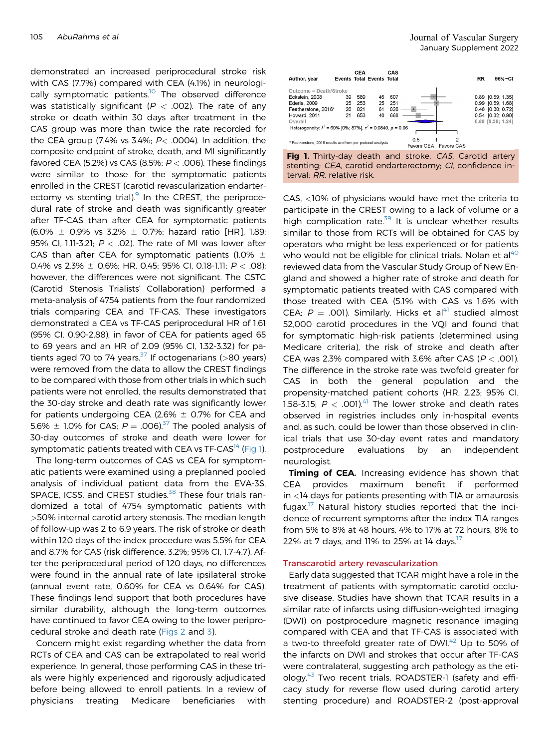demonstrated an increased periprocedural stroke risk with CAS (7.7%) compared with CEA (4.1%) in neurologically symptomatic patients.[10] The observed difference was statistically significant ($P < .002$). The rate of any stroke or death within 30 days after treatment in the CAS group was more than twice the rate recorded for the CEA group (7.4% vs 3.4%; $P < .0004$). In addition, the composite endpoint of stroke, death, and MI significantly favored CEA (5.2%) vs CAS (8.5%; $P < .006$). These findings were similar to those for the symptomatic patients enrolled in the CREST (carotid revascularization endarterectomy vs stenting trial).[9] In the CREST, the periprocedural rate of stroke and death was significantly greater after TF-CAS than after CEA for symptomatic patients (6.0% ± 0.9% vs 3.2% ± 0.7%; hazard ratio [HR], 1.89; 95% CI, 1.11-3.21; $P < .02$). The rate of MI was lower after CAS than after CEA for symptomatic patients (1.0% ± 0.4% vs 2.3% ± 0.6%; HR, 0.45; 95% CI, 0.18-1.11; $P < .08$); however, the differences were not significant. The CSTC (Carotid Stenosis Trialists' Collaboration) performed a meta-analysis of 4754 patients from the four randomized trials comparing CEA and TF-CAS. These investigators demonstrated a CEA vs TF-CAS periprocedural HR of 1.61 (95% CI, 0.90-2.88), in favor of CEA for patients aged 65 to 69 years and an HR of 2.09 (95% CI, 1.32-3.32) for patients aged 70 to 74 years.[37] If octogenarians (>80 years) were removed from the data to allow the CREST findings to be compared with those from other trials in which such patients were not enrolled, the results demonstrated that the 30-day stroke and death rate was significantly lower for patients undergoing CEA (2.6% ± 0.7% for CEA and 5.6% ± 1.0% for CAS; $P = .006$).[37] The pooled analysis of 30-day outcomes of stroke and death were lower for symptomatic patients treated with CEA vs TF-CAS[14] (Fig 1).

The long-term outcomes of CAS vs CEA for symptomatic patients were examined using a preplanned pooled analysis of individual patient data from the EVA-3S, SPACE, ICSS, and CREST studies.[38] These four trials randomized a total of 4754 symptomatic patients with >50% internal carotid artery stenosis. The median length of follow-up was 2 to 6.9 years. The risk of stroke or death within 120 days of the index procedure was 5.5% for CEA and 8.7% for CAS (risk difference, 3.2%; 95% CI, 1.7-4.7). After the periprocedural period of 120 days, no differences were found in the annual rate of late ipsilateral stroke (annual event rate, 0.60% for CEA vs 0.64% for CAS). These findings lend support that both procedures have similar durability, although the long-term outcomes have continued to favor CEA owing to the lower periprocedural stroke and death rate (Figs 2 and 3).

Concern might exist regarding whether the data from RCTs of CEA and CAS can be extrapolated to real world experience. In general, those performing CAS in these trials were highly experienced and rigorously adjudicated before being allowed to enroll patients. In a review of physicians treating Medicare beneficiaries with

| Author, year | CEA Events | CEA Total | CAS Events | CAS Total | RR | 95%-CI |
|---|---|---|---|---|---|---|
| **Outcome = Death/Stroke** | | | | | | |
| Eckstein, 2008 | 39 | 569 | 45 | 607 | 0.89 | [0.59; 1.35] |
| Ederle, 2009 | 25 | 253 | 25 | 251 | 0.99 | [0.59; 1.68] |
| Featherstone, 2016* | 28 | 821 | 61 | 828 | 0.46 | [0.30; 0.72] |
| Howard, 2011 | 21 | 653 | 40 | 668 | 0.54 | [0.32; 0.90] |
| Overall | | | | | 0.68 | [0.38; 1.24] |

Heterogeneity: $I^2 = 60\%$ [0%; 87%], $\tau^2 = 0.0849$, $p = 0.06$

\* Featherstone, 2016 results are from per protocol analysis

Favors CEA — Favors CAS

**Fig 1.** Thirty-day death and stroke. *CAS*, Carotid artery stenting; *CEA*, carotid endarterectomy; *CI*, confidence interval; *RR*, relative risk.

CAS, <10% of physicians would have met the criteria to participate in the CREST owing to a lack of volume or a high complication rate.[39] It is unclear whether results similar to those from RCTs will be obtained for CAS by operators who might be less experienced or for patients who would not be eligible for clinical trials. Nolan et al[40] reviewed data from the Vascular Study Group of New England and showed a higher rate of stroke and death for symptomatic patients treated with CAS compared with those treated with CEA (5.1% with CAS vs 1.6% with CEA; $P = .001$). Similarly, Hicks et al[41] studied almost 52,000 carotid procedures in the VQI and found that for symptomatic high-risk patients (determined using Medicare criteria), the risk of stroke and death after CEA was 2.3% compared with 3.6% after CAS ($P < .001$). The difference in the stroke rate was twofold greater for CAS in both the general population and the propensity-matched patient cohorts (HR, 2.23; 95% CI, 1.58-3.15; $P < .001$).[41] The lower stroke and death rates observed in registries includes only in-hospital events and, as such, could be lower than those observed in clinical trials that use 30-day event rates and mandatory postprocedure evaluations by an independent neurologist.

**Timing of CEA.** Increasing evidence has shown that CEA provides maximum benefit if performed in <14 days for patients presenting with TIA or amaurosis fugax.[17] Natural history studies reported that the incidence of recurrent symptoms after the index TIA ranges from 5% to 8% at 48 hours, 4% to 17% at 72 hours, 8% to 22% at 7 days, and 11% to 25% at 14 days.[17]

## Transcarotid artery revascularization

Early data suggested that TCAR might have a role in the treatment of patients with symptomatic carotid occlusive disease. Studies have shown that TCAR results in a similar rate of infarcts using diffusion-weighted imaging (DWI) on postprocedure magnetic resonance imaging compared with CEA and that TF-CAS is associated with a two-to threefold greater rate of DWI.[42] Up to 50% of the infarcts on DWI and strokes that occur after TF-CAS were contralateral, suggesting arch pathology as the etiology.[43] Two recent trials, ROADSTER-1 (safety and efficacy study for reverse flow used during carotid artery stenting procedure) and ROADSTER-2 (post-approval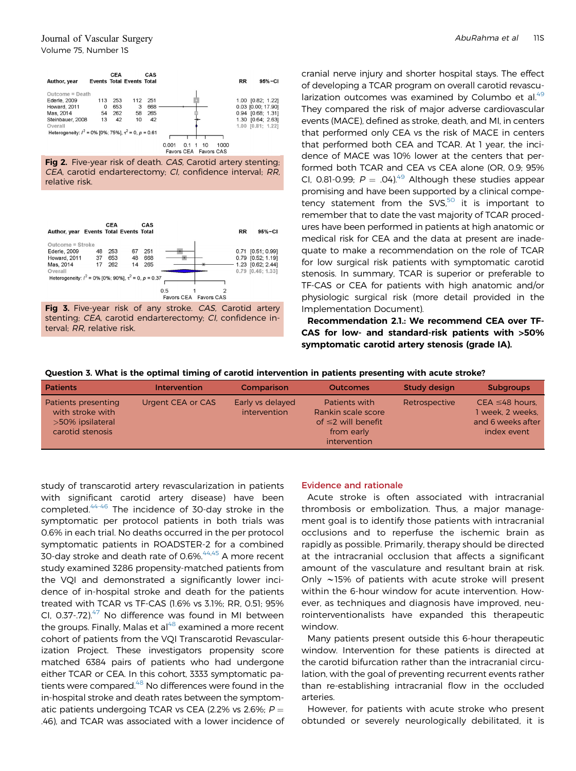| Author, year | CEA Events | CEA Total | CAS Events | CAS Total | RR | 95%-CI |
|---|---|---|---|---|---|---|
| Outcome = Death | | | | | | |
| Ederle, 2009 | 113 | 253 | 112 | 251 | 1.00 | [0.82; 1.22] |
| Howard, 2011 | 0 | 653 | 3 | 668 | 0.03 | [0.00; 17.90] |
| Mas, 2014 | 54 | 262 | 58 | 265 | 0.94 | [0.68; 1.31] |
| Steinbauer, 2008 | 13 | 42 | 10 | 42 | 1.30 | [0.64; 2.63] |
| Overall | | | | | 1.00 | [0.81; 1.22] |

Heterogeneity: $I^2 = 0\%$ [0%; 75%], $\tau^2 = 0$, $p = 0.61$

Favors CEA — Favors CAS

**Fig 2.** Five-year risk of death. *CAS*, Carotid artery stenting; *CEA*, carotid endarterectomy; *CI*, confidence interval; *RR*, relative risk.

| Author, year | CEA Events | CEA Total | CAS Events | CAS Total | RR | 95%-CI |
|---|---|---|---|---|---|---|
| Outcome = Stroke | | | | | | |
| Ederle, 2009 | 48 | 253 | 67 | 251 | 0.71 | [0.51; 0.99] |
| Howard, 2011 | 37 | 653 | 48 | 668 | 0.79 | [0.52; 1.19] |
| Mas, 2014 | 17 | 262 | 14 | 265 | 1.23 | [0.62; 2.44] |
| Overall | | | | | 0.79 | [0.46; 1.33] |

Heterogeneity: $I^2 = 0\%$ [0%; 90%], $\tau^2 = 0$, $p = 0.37$

Favors CEA — Favors CAS

**Fig 3.** Five-year risk of any stroke. *CAS*, Carotid artery stenting; *CEA*, carotid endarterectomy; *CI*, confidence interval; *RR*, relative risk.

study of transcarotid artery revascularization in patients with significant carotid artery disease) have been completed.[44-46] The incidence of 30-day stroke in the symptomatic per protocol patients in both trials was 0.6% in each trial. No deaths occurred in the per protocol symptomatic patients in ROADSTER-2 for a combined 30-day stroke and death rate of 0.6%.[44,45] A more recent study examined 3286 propensity-matched patients from the VQI and demonstrated a significantly lower incidence of in-hospital stroke and death for the patients treated with TCAR vs TF-CAS (1.6% vs 3.1%; RR, 0.51; 95% CI, 0.37-.72).[47] No difference was found in MI between the groups. Finally, Malas et al[48] examined a more recent cohort of patients from the VQI Transcarotid Revascularization Project. These investigators propensity score matched 6384 pairs of patients who had undergone either TCAR or CEA. In this cohort, 3333 symptomatic patients were compared.[48] No differences were found in the in-hospital stroke and death rates between the symptomatic patients undergoing TCAR vs CEA (2.2% vs 2.6%; $P = .46$), and TCAR was associated with a lower incidence of cranial nerve injury and shorter hospital stays. The effect of developing a TCAR program on overall carotid revascularization outcomes was examined by Columbo et al.[49] They compared the risk of major adverse cardiovascular events (MACE), defined as stroke, death, and MI, in centers that performed only CEA vs the risk of MACE in centers that performed both CEA and TCAR. At 1 year, the incidence of MACE was 10% lower at the centers that performed both TCAR and CEA vs CEA alone (OR, 0.9; 95% CI, 0.81-0.99; $P = .04$).[49] Although these studies appear promising and have been supported by a clinical competency statement from the SVS,[50] it is important to remember that to date the vast majority of TCAR procedures have been performed in patients at high anatomic or medical risk for CEA and the data at present are inadequate to make a recommendation on the role of TCAR for low surgical risk patients with symptomatic carotid stenosis. In summary, TCAR is superior or preferable to TF-CAS or CEA for patients with high anatomic and/or physiologic surgical risk (more detail provided in the Implementation Document).

**Recommendation 2.1.: We recommend CEA over TF-CAS for low- and standard-risk patients with >50% symptomatic carotid artery stenosis (grade IA).**

**Question 3. What is the optimal timing of carotid intervention in patients presenting with acute stroke?**

| Patients | Intervention | Comparison | Outcomes | Study design | Subgroups |
|---|---|---|---|---|---|
| Patients presenting with stroke with >50% ipsilateral carotid stenosis | Urgent CEA or CAS | Early vs delayed intervention | Patients with Rankin scale score of ≤2 will benefit from early intervention | Retrospective | CEA ≤48 hours, 1 week, 2 weeks, and 6 weeks after index event |

## Evidence and rationale

Acute stroke is often associated with intracranial thrombosis or embolization. Thus, a major management goal is to identify those patients with intracranial occlusions and to reperfuse the ischemic brain as rapidly as possible. Primarily, therapy should be directed at the intracranial occlusion that affects a significant amount of the vasculature and resultant brain at risk. Only ~15% of patients with acute stroke will present within the 6-hour window for acute intervention. However, as techniques and diagnosis have improved, neurointerventionalists have expanded this therapeutic window.

Many patients present outside this 6-hour therapeutic window. Intervention for these patients is directed at the carotid bifurcation rather than the intracranial circulation, with the goal of preventing recurrent events rather than re-establishing intracranial flow in the occluded arteries.

However, for patients with acute stroke who present obtunded or severely neurologically debilitated, it is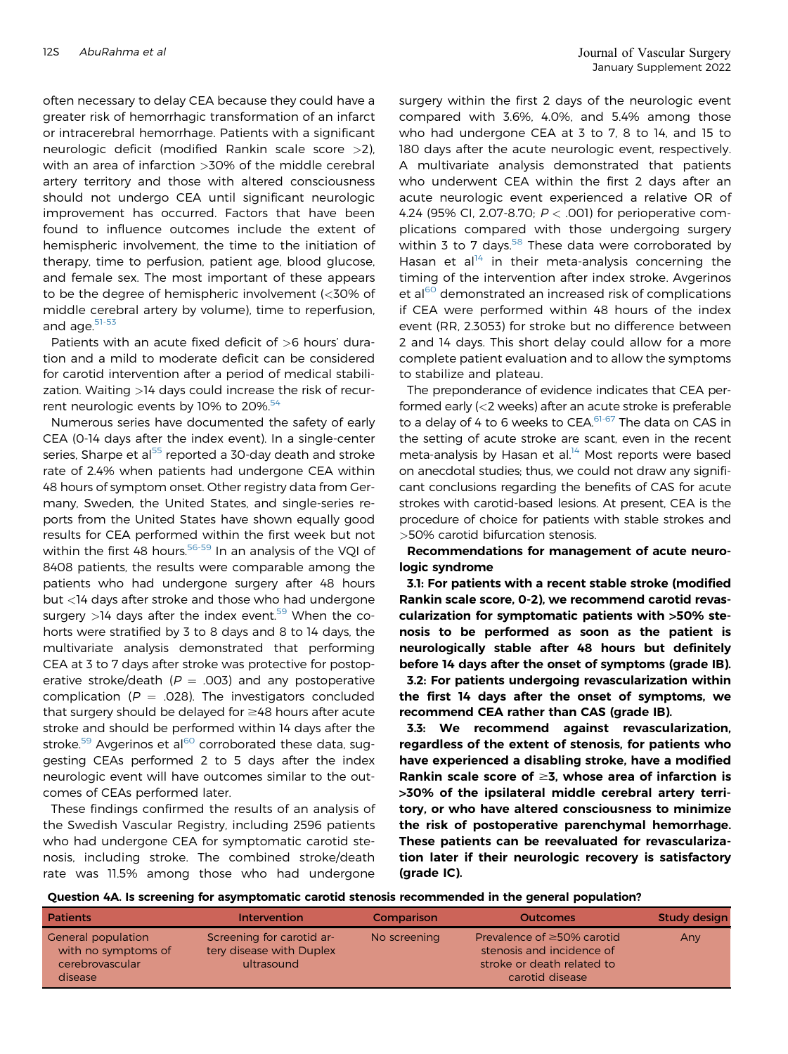often necessary to delay CEA because they could have a greater risk of hemorrhagic transformation of an infarct or intracerebral hemorrhage. Patients with a significant neurologic deficit (modified Rankin scale score >2), with an area of infarction >30% of the middle cerebral artery territory and those with altered consciousness should not undergo CEA until significant neurologic improvement has occurred. Factors that have been found to influence outcomes include the extent of hemispheric involvement, the time to the initiation of therapy, time to perfusion, patient age, blood glucose, and female sex. The most important of these appears to be the degree of hemispheric involvement (<30% of middle cerebral artery by volume), time to reperfusion, and age.[51-53]

Patients with an acute fixed deficit of >6 hours' duration and a mild to moderate deficit can be considered for carotid intervention after a period of medical stabilization. Waiting >14 days could increase the risk of recurrent neurologic events by 10% to 20%.[54]

Numerous series have documented the safety of early CEA (0-14 days after the index event). In a single-center series, Sharpe et al[55] reported a 30-day death and stroke rate of 2.4% when patients had undergone CEA within 48 hours of symptom onset. Other registry data from Germany, Sweden, the United States, and single-series reports from the United States have shown equally good results for CEA performed within the first week but not within the first 48 hours.[56-59] In an analysis of the VQI of 8408 patients, the results were comparable among the patients who had undergone surgery after 48 hours but <14 days after stroke and those who had undergone surgery >14 days after the index event.[59] When the cohorts were stratified by 3 to 8 days and 8 to 14 days, the multivariate analysis demonstrated that performing CEA at 3 to 7 days after stroke was protective for postoperative stroke/death ($P = .003$) and any postoperative complication ($P = .028$). The investigators concluded that surgery should be delayed for ≥48 hours after acute stroke and should be performed within 14 days after the stroke.[59] Avgerinos et al[60] corroborated these data, suggesting CEAs performed 2 to 5 days after the index neurologic event will have outcomes similar to the outcomes of CEAs performed later.

These findings confirmed the results of an analysis of the Swedish Vascular Registry, including 2596 patients who had undergone CEA for symptomatic carotid stenosis, including stroke. The combined stroke/death rate was 11.5% among those who had undergone surgery within the first 2 days of the neurologic event compared with 3.6%, 4.0%, and 5.4% among those who had undergone CEA at 3 to 7, 8 to 14, and 15 to 180 days after the acute neurologic event, respectively. A multivariate analysis demonstrated that patients who underwent CEA within the first 2 days after an acute neurologic event experienced a relative OR of 4.24 (95% CI, 2.07-8.70; $P < .001$) for perioperative complications compared with those undergoing surgery within 3 to 7 days.[58] These data were corroborated by Hasan et al[14] in their meta-analysis concerning the timing of the intervention after index stroke. Avgerinos et al[60] demonstrated an increased risk of complications if CEA were performed within 48 hours of the index event (RR, 2.3053) for stroke but no difference between 2 and 14 days. This short delay could allow for a more complete patient evaluation and to allow the symptoms to stabilize and plateau.

The preponderance of evidence indicates that CEA performed early (<2 weeks) after an acute stroke is preferable to a delay of 4 to 6 weeks to CEA.[61-67] The data on CAS in the setting of acute stroke are scant, even in the recent meta-analysis by Hasan et al.[14] Most reports were based on anecdotal studies; thus, we could not draw any significant conclusions regarding the benefits of CAS for acute strokes with carotid-based lesions. At present, CEA is the procedure of choice for patients with stable strokes and >50% carotid bifurcation stenosis.

**Recommendations for management of acute neurologic syndrome**

**3.1: For patients with a recent stable stroke (modified Rankin scale score, 0-2), we recommend carotid revascularization for symptomatic patients with >50% stenosis to be performed as soon as the patient is neurologically stable after 48 hours but definitely before 14 days after the onset of symptoms (grade IB).**

**3.2: For patients undergoing revascularization within the first 14 days after the onset of symptoms, we recommend CEA rather than CAS (grade IB).**

**3.3: We recommend against revascularization, regardless of the extent of stenosis, for patients who have experienced a disabling stroke, have a modified Rankin scale score of ≥3, whose area of infarction is >30% of the ipsilateral middle cerebral artery territory, or who have altered consciousness to minimize the risk of postoperative parenchymal hemorrhage. These patients can be reevaluated for revascularization later if their neurologic recovery is satisfactory (grade IC).**

**Question 4A. Is screening for asymptomatic carotid stenosis recommended in the general population?**

| Patients | Intervention | Comparison | Outcomes | Study design |
|---|---|---|---|---|
| General population with no symptoms of cerebrovascular disease | Screening for carotid artery disease with Duplex ultrasound | No screening | Prevalence of ≥50% carotid stenosis and incidence of stroke or death related to carotid disease | Any |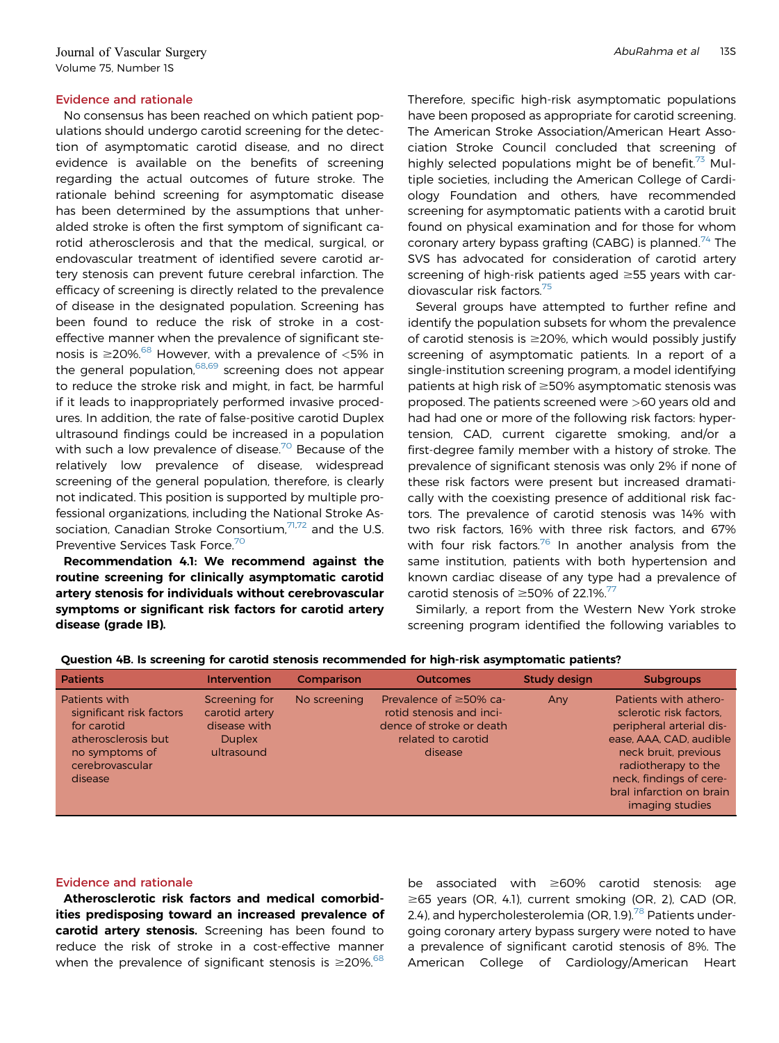### Evidence and rationale

No consensus has been reached on which patient populations should undergo carotid screening for the detection of asymptomatic carotid disease, and no direct evidence is available on the benefits of screening regarding the actual outcomes of future stroke. The rationale behind screening for asymptomatic disease has been determined by the assumptions that unheralded stroke is often the first symptom of significant carotid atherosclerosis and that the medical, surgical, or endovascular treatment of identified severe carotid artery stenosis can prevent future cerebral infarction. The efficacy of screening is directly related to the prevalence of disease in the designated population. Screening has been found to reduce the risk of stroke in a cost-effective manner when the prevalence of significant stenosis is ≥20%.[68] However, with a prevalence of <5% in the general population,[68,69] screening does not appear to reduce the stroke risk and might, in fact, be harmful if it leads to inappropriately performed invasive procedures. In addition, the rate of false-positive carotid Duplex ultrasound findings could be increased in a population with such a low prevalence of disease.[70] Because of the relatively low prevalence of disease, widespread screening of the general population, therefore, is clearly not indicated. This position is supported by multiple professional organizations, including the National Stroke Association, Canadian Stroke Consortium,[71,72] and the U.S. Preventive Services Task Force.[70]

**Recommendation 4.1: We recommend against the routine screening for clinically asymptomatic carotid artery stenosis for individuals without cerebrovascular symptoms or significant risk factors for carotid artery disease (grade IB).**

Therefore, specific high-risk asymptomatic populations have been proposed as appropriate for carotid screening. The American Stroke Association/American Heart Association Stroke Council concluded that screening of highly selected populations might be of benefit.[73] Multiple societies, including the American College of Cardiology Foundation and others, have recommended screening for asymptomatic patients with a carotid bruit found on physical examination and for those for whom coronary artery bypass grafting (CABG) is planned.[74] The SVS has advocated for consideration of carotid artery screening of high-risk patients aged ≥55 years with cardiovascular risk factors.[75]

Several groups have attempted to further refine and identify the population subsets for whom the prevalence of carotid stenosis is ≥20%, which would possibly justify screening of asymptomatic patients. In a report of a single-institution screening program, a model identifying patients at high risk of ≥50% asymptomatic stenosis was proposed. The patients screened were >60 years old and had had one or more of the following risk factors: hypertension, CAD, current cigarette smoking, and/or a first-degree family member with a history of stroke. The prevalence of significant stenosis was only 2% if none of these risk factors were present but increased dramatically with the coexisting presence of additional risk factors. The prevalence of carotid stenosis was 14% with two risk factors, 16% with three risk factors, and 67% with four risk factors.[76] In another analysis from the same institution, patients with both hypertension and known cardiac disease of any type had a prevalence of carotid stenosis of ≥50% of 22.1%.[77]

Similarly, a report from the Western New York stroke screening program identified the following variables to be associated with ≥60% carotid stenosis: age ≥65 years (OR, 4.1), current smoking (OR, 2), CAD (OR, 2.4), and hypercholesterolemia (OR, 1.9).[78] Patients undergoing coronary artery bypass surgery were noted to have a prevalence of significant carotid stenosis of 8%. The American College of Cardiology/American Heart

**Question 4B. Is screening for carotid stenosis recommended for high-risk asymptomatic patients?**

| Patients | Intervention | Comparison | Outcomes | Study design | Subgroups |
|---|---|---|---|---|---|
| Patients with significant risk factors for carotid atherosclerosis but no symptoms of cerebrovascular disease | Screening for carotid artery disease with Duplex ultrasound | No screening | Prevalence of ≥50% carotid stenosis and incidence of stroke or death related to carotid disease | Any | Patients with atherosclerotic risk factors, peripheral arterial disease, AAA, CAD, audible neck bruit, previous radiotherapy to the neck, findings of cerebral infarction on brain imaging studies |

### Evidence and rationale

**Atherosclerotic risk factors and medical comorbidities predisposing toward an increased prevalence of carotid artery stenosis.** Screening has been found to reduce the risk of stroke in a cost-effective manner when the prevalence of significant stenosis is ≥20%.[68]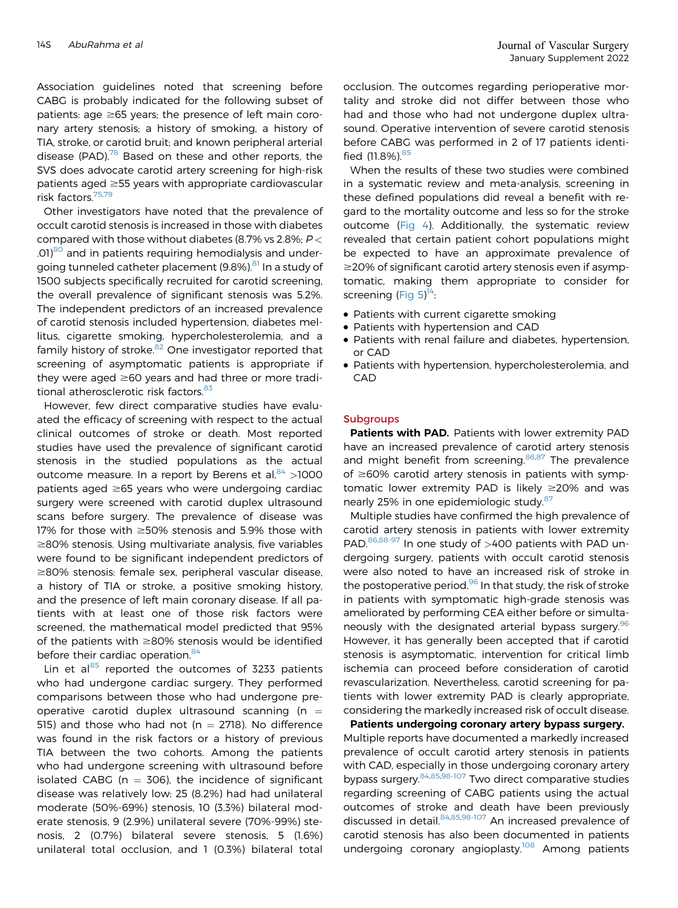Association guidelines noted that screening before CABG is probably indicated for the following subset of patients: age ≥65 years; the presence of left main coronary artery stenosis; a history of smoking, a history of TIA, stroke, or carotid bruit; and known peripheral arterial disease (PAD).[78] Based on these and other reports, the SVS does advocate carotid artery screening for high-risk patients aged ≥55 years with appropriate cardiovascular risk factors.[75,79]

Other investigators have noted that the prevalence of occult carotid stenosis is increased in those with diabetes compared with those without diabetes (8.7% vs 2.8%; $P < .01$)[80] and in patients requiring hemodialysis and undergoing tunneled catheter placement (9.8%).[81] In a study of 1500 subjects specifically recruited for carotid screening, the overall prevalence of significant stenosis was 5.2%. The independent predictors of an increased prevalence of carotid stenosis included hypertension, diabetes mellitus, cigarette smoking, hypercholesterolemia, and a family history of stroke.[82] One investigator reported that screening of asymptomatic patients is appropriate if they were aged ≥60 years and had three or more traditional atherosclerotic risk factors.[83]

However, few direct comparative studies have evaluated the efficacy of screening with respect to the actual clinical outcomes of stroke or death. Most reported studies have used the prevalence of significant carotid stenosis in the studied populations as the actual outcome measure. In a report by Berens et al,[84] >1000 patients aged ≥65 years who were undergoing cardiac surgery were screened with carotid duplex ultrasound scans before surgery. The prevalence of disease was 17% for those with ≥50% stenosis and 5.9% those with ≥80% stenosis. Using multivariate analysis, five variables were found to be significant independent predictors of ≥80% stenosis: female sex, peripheral vascular disease, a history of TIA or stroke, a positive smoking history, and the presence of left main coronary disease. If all patients with at least one of those risk factors were screened, the mathematical model predicted that 95% of the patients with ≥80% stenosis would be identified before their cardiac operation.[84]

Lin et al[85] reported the outcomes of 3233 patients who had undergone cardiac surgery. They performed comparisons between those who had undergone preoperative carotid duplex ultrasound scanning (n = 515) and those who had not (n = 2718). No difference was found in the risk factors or a history of previous TIA between the two cohorts. Among the patients who had undergone screening with ultrasound before isolated CABG (n = 306), the incidence of significant disease was relatively low: 25 (8.2%) had had unilateral moderate (50%-69%) stenosis, 10 (3.3%) bilateral moderate stenosis, 9 (2.9%) unilateral severe (70%-99%) stenosis, 2 (0.7%) bilateral severe stenosis, 5 (1.6%) unilateral total occlusion, and 1 (0.3%) bilateral total occlusion. The outcomes regarding perioperative mortality and stroke did not differ between those who had and those who had not undergone duplex ultrasound. Operative intervention of severe carotid stenosis before CABG was performed in 2 of 17 patients identified (11.8%).[85]

When the results of these two studies were combined in a systematic review and meta-analysis, screening in these defined populations did reveal a benefit with regard to the mortality outcome and less so for the stroke outcome (Fig 4). Additionally, the systematic review revealed that certain patient cohort populations might be expected to have an approximate prevalence of ≥20% of significant carotid artery stenosis even if asymptomatic, making them appropriate to consider for screening (Fig 5)[14]:

- Patients with current cigarette smoking
- Patients with hypertension and CAD
- Patients with renal failure and diabetes, hypertension, or CAD
- Patients with hypertension, hypercholesterolemia, and CAD

## Subgroups

**Patients with PAD.** Patients with lower extremity PAD have an increased prevalence of carotid artery stenosis and might benefit from screening.[86,87] The prevalence of ≥60% carotid artery stenosis in patients with symptomatic lower extremity PAD is likely ≥20% and was nearly 25% in one epidemiologic study.[87]

Multiple studies have confirmed the high prevalence of carotid artery stenosis in patients with lower extremity PAD.[86,88-97] In one study of >400 patients with PAD undergoing surgery, patients with occult carotid stenosis were also noted to have an increased risk of stroke in the postoperative period.[96] In that study, the risk of stroke in patients with symptomatic high-grade stenosis was ameliorated by performing CEA either before or simultaneously with the designated arterial bypass surgery.[96] However, it has generally been accepted that if carotid stenosis is asymptomatic, intervention for critical limb ischemia can proceed before consideration of carotid revascularization. Nevertheless, carotid screening for patients with lower extremity PAD is clearly appropriate, considering the markedly increased risk of occult disease.

**Patients undergoing coronary artery bypass surgery.** Multiple reports have documented a markedly increased prevalence of occult carotid artery stenosis in patients with CAD, especially in those undergoing coronary artery bypass surgery.[84,85,98-107] Two direct comparative studies regarding screening of CABG patients using the actual outcomes of stroke and death have been previously discussed in detail.[84,85,98-107] An increased prevalence of carotid stenosis has also been documented in patients undergoing coronary angioplasty.[108] Among patients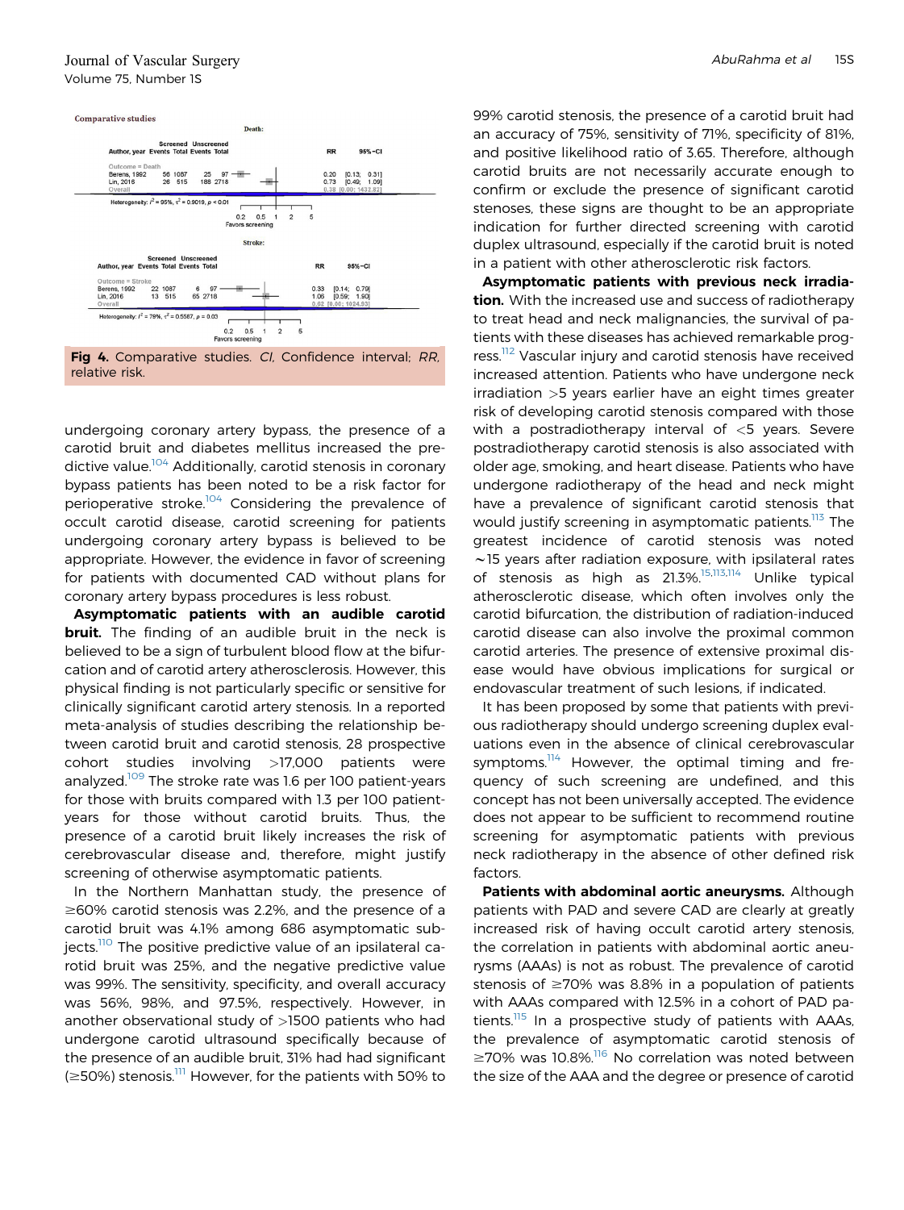**Comparative studies**

Death:

| Author, year | Screened Events | Screened Total | Unscreened Events | Unscreened Total | RR | 95%-CI |
|---|---|---|---|---|---|---|
| Outcome = Death | | | | | | |
| Berens, 1992 | 56 | 1087 | 25 | 97 | 0.20 | [0.13; 0.31] |
| Lin, 2016 | 26 | 515 | 188 | 2718 | 0.73 | [0.49; 1.09] |
| Overall | | | | | 0.38 | [0.00; 1432.82] |

Heterogeneity: $I^2 = 95\%$, $\tau^2 = 0.9019$, $p < 0.01$

Stroke:

| Author, year | Screened Events | Screened Total | Unscreened Events | Unscreened Total | RR | 95%-CI |
|---|---|---|---|---|---|---|
| Outcome = Stroke | | | | | | |
| Berens, 1992 | 22 | 1087 | 6 | 97 | 0.33 | [0.14; 0.79] |
| Lin, 2016 | 13 | 515 | 65 | 2718 | 1.06 | [0.59; 1.90] |
| Overall | | | | | 0.62 | [0.00; 1024.03] |

Heterogeneity: $I^2 = 79\%$, $\tau^2 = 0.5587$, $p = 0.03$

**Fig 4.** Comparative studies. *CI,* Confidence interval; *RR,* relative risk.

undergoing coronary artery bypass, the presence of a carotid bruit and diabetes mellitus increased the predictive value.[104] Additionally, carotid stenosis in coronary bypass patients has been noted to be a risk factor for perioperative stroke.[104] Considering the prevalence of occult carotid disease, carotid screening for patients undergoing coronary artery bypass is believed to be appropriate. However, the evidence in favor of screening for patients with documented CAD without plans for coronary artery bypass procedures is less robust.

**Asymptomatic patients with an audible carotid bruit.** The finding of an audible bruit in the neck is believed to be a sign of turbulent blood flow at the bifurcation and of carotid artery atherosclerosis. However, this physical finding is not particularly specific or sensitive for clinically significant carotid artery stenosis. In a reported meta-analysis of studies describing the relationship between carotid bruit and carotid stenosis, 28 prospective cohort studies involving >17,000 patients were analyzed.[109] The stroke rate was 1.6 per 100 patient-years for those with bruits compared with 1.3 per 100 patient-years for those without carotid bruits. Thus, the presence of a carotid bruit likely increases the risk of cerebrovascular disease and, therefore, might justify screening of otherwise asymptomatic patients.

In the Northern Manhattan study, the presence of ≥60% carotid stenosis was 2.2%, and the presence of a carotid bruit was 4.1% among 686 asymptomatic subjects.[110] The positive predictive value of an ipsilateral carotid bruit was 25%, and the negative predictive value was 99%. The sensitivity, specificity, and overall accuracy was 56%, 98%, and 97.5%, respectively. However, in another observational study of >1500 patients who had undergone carotid ultrasound specifically because of the presence of an audible bruit, 31% had had significant (≥50%) stenosis.[111] However, for the patients with 50% to 99% carotid stenosis, the presence of a carotid bruit had an accuracy of 75%, sensitivity of 71%, specificity of 81%, and positive likelihood ratio of 3.65. Therefore, although carotid bruits are not necessarily accurate enough to confirm or exclude the presence of significant carotid stenoses, these signs are thought to be an appropriate indication for further directed screening with carotid duplex ultrasound, especially if the carotid bruit is noted in a patient with other atherosclerotic risk factors.

**Asymptomatic patients with previous neck irradiation.** With the increased use and success of radiotherapy to treat head and neck malignancies, the survival of patients with these diseases has achieved remarkable progress.[112] Vascular injury and carotid stenosis have received increased attention. Patients who have undergone neck irradiation >5 years earlier have an eight times greater risk of developing carotid stenosis compared with those with a postradiotherapy interval of <5 years. Severe postradiotherapy carotid stenosis is also associated with older age, smoking, and heart disease. Patients who have undergone radiotherapy of the head and neck might have a prevalence of significant carotid stenosis that would justify screening in asymptomatic patients.[113] The greatest incidence of carotid stenosis was noted ~15 years after radiation exposure, with ipsilateral rates of stenosis as high as 21.3%.[15,113,114] Unlike typical atherosclerotic disease, which often involves only the carotid bifurcation, the distribution of radiation-induced carotid disease can also involve the proximal common carotid arteries. The presence of extensive proximal disease would have obvious implications for surgical or endovascular treatment of such lesions, if indicated.

It has been proposed by some that patients with previous radiotherapy should undergo screening duplex evaluations even in the absence of clinical cerebrovascular symptoms.[114] However, the optimal timing and frequency of such screening are undefined, and this concept has not been universally accepted. The evidence does not appear to be sufficient to recommend routine screening for asymptomatic patients with previous neck radiotherapy in the absence of other defined risk factors.

**Patients with abdominal aortic aneurysms.** Although patients with PAD and severe CAD are clearly at greatly increased risk of having occult carotid artery stenosis, the correlation in patients with abdominal aortic aneurysms (AAAs) is not as robust. The prevalence of carotid stenosis of ≥70% was 8.8% in a population of patients with AAAs compared with 12.5% in a cohort of PAD patients.[115] In a prospective study of patients with AAAs, the prevalence of asymptomatic carotid stenosis of ≥70% was 10.8%.[116] No correlation was noted between the size of the AAA and the degree or presence of carotid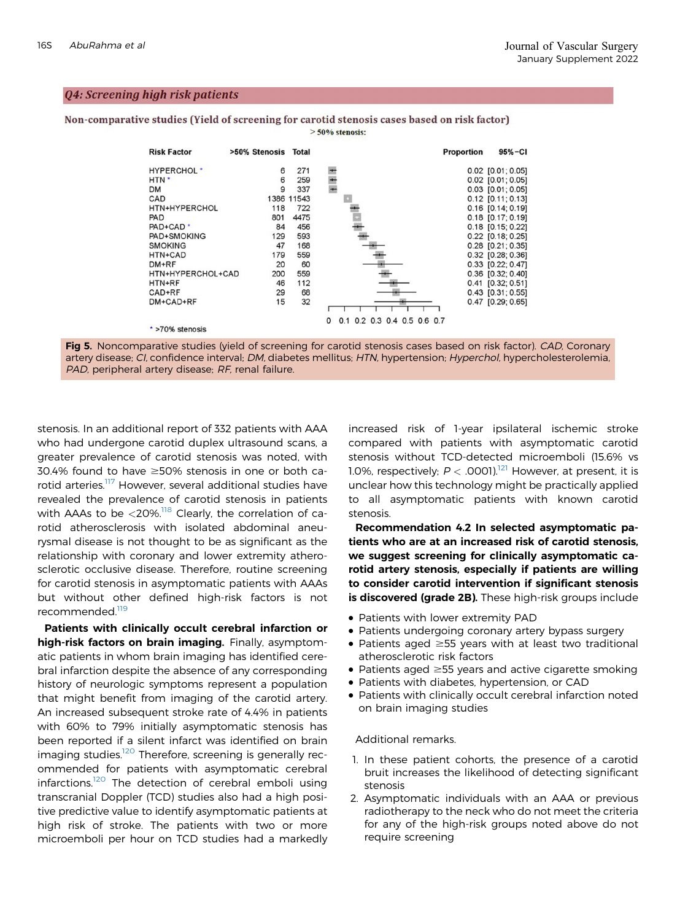## Q4: Screening high risk patients

**Non-comparative studies (Yield of screening for carotid stenosis cases based on risk factor)**

> 50% stenosis:

| Risk Factor | >50% Stenosis | Total | Proportion | 95%-CI |
|---|---|---|---|---|
| HYPERCHOL * | 6 | 271 | 0.02 | [0.01; 0.05] |
| HTN * | 6 | 259 | 0.02 | [0.01; 0.05] |
| DM | 9 | 337 | 0.03 | [0.01; 0.05] |
| CAD | 1386 | 11543 | 0.12 | [0.11; 0.13] |
| HTN+HYPERCHOL | 118 | 722 | 0.16 | [0.14; 0.19] |
| PAD | 801 | 4475 | 0.18 | [0.17; 0.19] |
| PAD+CAD * | 84 | 456 | 0.18 | [0.15; 0.22] |
| PAD+SMOKING | 129 | 593 | 0.22 | [0.18; 0.25] |
| SMOKING | 47 | 168 | 0.28 | [0.21; 0.35] |
| HTN+CAD | 179 | 559 | 0.32 | [0.28; 0.36] |
| DM+RF | 20 | 60 | 0.33 | [0.22; 0.47] |
| HTN+HYPERCHOL+CAD | 200 | 559 | 0.36 | [0.32; 0.40] |
| HTN+RF | 46 | 112 | 0.41 | [0.32; 0.51] |
| CAD+RF | 29 | 68 | 0.43 | [0.31; 0.55] |
| DM+CAD+RF | 15 | 32 | 0.47 | [0.29; 0.65] |

\* >70% stenosis

**Fig 5.** Noncomparative studies (yield of screening for carotid stenosis cases based on risk factor). *CAD,* Coronary artery disease; *CI,* confidence interval; *DM,* diabetes mellitus; *HTN,* hypertension; *Hyperchol,* hypercholesterolemia, *PAD,* peripheral artery disease; *RF,* renal failure.

stenosis. In an additional report of 332 patients with AAA who had undergone carotid duplex ultrasound scans, a greater prevalence of carotid stenosis was noted, with 30.4% found to have ≥50% stenosis in one or both carotid arteries.[117] However, several additional studies have revealed the prevalence of carotid stenosis in patients with AAAs to be <20%.[118] Clearly, the correlation of carotid atherosclerosis with isolated abdominal aneurysmal disease is not thought to be as significant as the relationship with coronary and lower extremity atherosclerotic occlusive disease. Therefore, routine screening for carotid stenosis in asymptomatic patients with AAAs but without other defined high-risk factors is not recommended.[119]

**Patients with clinically occult cerebral infarction or high-risk factors on brain imaging.** Finally, asymptomatic patients in whom brain imaging has identified cerebral infarction despite the absence of any corresponding history of neurologic symptoms represent a population that might benefit from imaging of the carotid artery. An increased subsequent stroke rate of 4.4% in patients with 60% to 79% initially asymptomatic stenosis has been reported if a silent infarct was identified on brain imaging studies.[120] Therefore, screening is generally recommended for patients with asymptomatic cerebral infarctions.[120] The detection of cerebral emboli using transcranial Doppler (TCD) studies also had a high positive predictive value to identify asymptomatic patients at high risk of stroke. The patients with two or more microemboli per hour on TCD studies had a markedly increased risk of 1-year ipsilateral ischemic stroke compared with patients with asymptomatic carotid stenosis without TCD-detected microemboli (15.6% vs 1.0%, respectively; $P < .0001$).[121] However, at present, it is unclear how this technology might be practically applied to all asymptomatic patients with known carotid stenosis.

**Recommendation 4.2 In selected asymptomatic patients who are at an increased risk of carotid stenosis, we suggest screening for clinically asymptomatic carotid artery stenosis, especially if patients are willing to consider carotid intervention if significant stenosis is discovered (grade 2B).** These high-risk groups include

- Patients with lower extremity PAD
- Patients undergoing coronary artery bypass surgery
- Patients aged ≥55 years with at least two traditional atherosclerotic risk factors
- Patients aged ≥55 years and active cigarette smoking
- Patients with diabetes, hypertension, or CAD
- Patients with clinically occult cerebral infarction noted on brain imaging studies

Additional remarks.

1. In these patient cohorts, the presence of a carotid bruit increases the likelihood of detecting significant stenosis
2. Asymptomatic individuals with an AAA or previous radiotherapy to the neck who do not meet the criteria for any of the high-risk groups noted above do not require screening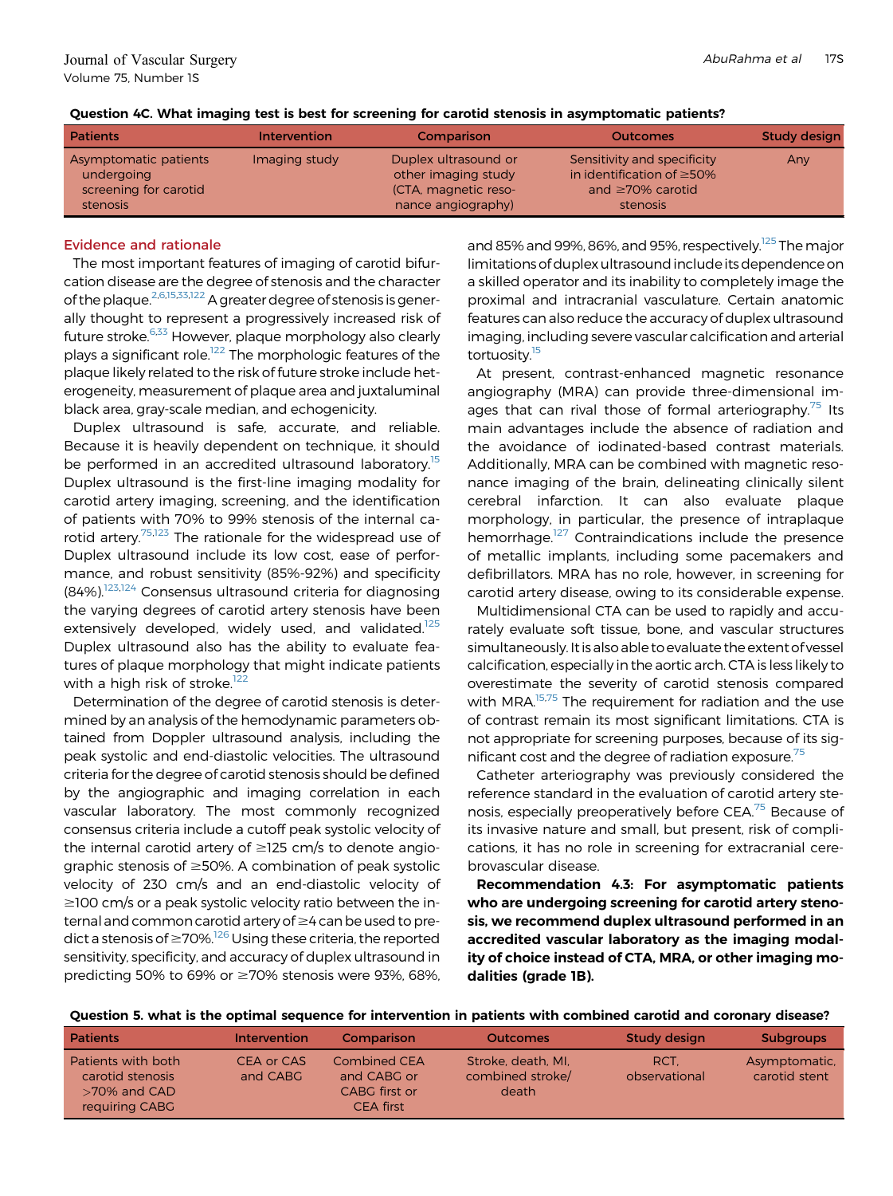**Question 4C. What imaging test is best for screening for carotid stenosis in asymptomatic patients?**

| Patients | Intervention | Comparison | Outcomes | Study design |
|---|---|---|---|---|
| Asymptomatic patients undergoing screening for carotid stenosis | Imaging study | Duplex ultrasound or other imaging study (CTA, magnetic resonance angiography) | Sensitivity and specificity in identification of ≥50% and ≥70% carotid stenosis | Any |

## Evidence and rationale

The most important features of imaging of carotid bifurcation disease are the degree of stenosis and the character of the plaque.[2,6,15,33,122] A greater degree of stenosis is generally thought to represent a progressively increased risk of future stroke.[6,33] However, plaque morphology also clearly plays a significant role.[122] The morphologic features of the plaque likely related to the risk of future stroke include heterogeneity, measurement of plaque area and juxtaluminal black area, gray-scale median, and echogenicity.

Duplex ultrasound is safe, accurate, and reliable. Because it is heavily dependent on technique, it should be performed in an accredited ultrasound laboratory.[15] Duplex ultrasound is the first-line imaging modality for carotid artery imaging, screening, and the identification of patients with 70% to 99% stenosis of the internal carotid artery.[75,123] The rationale for the widespread use of Duplex ultrasound include its low cost, ease of performance, and robust sensitivity (85%-92%) and specificity (84%).[123,124] Consensus ultrasound criteria for diagnosing the varying degrees of carotid artery stenosis have been extensively developed, widely used, and validated.[125] Duplex ultrasound also has the ability to evaluate features of plaque morphology that might indicate patients with a high risk of stroke.[122]

Determination of the degree of carotid stenosis is determined by an analysis of the hemodynamic parameters obtained from Doppler ultrasound analysis, including the peak systolic and end-diastolic velocities. The ultrasound criteria for the degree of carotid stenosis should be defined by the angiographic and imaging correlation in each vascular laboratory. The most commonly recognized consensus criteria include a cutoff peak systolic velocity of the internal carotid artery of ≥125 cm/s to denote angiographic stenosis of ≥50%. A combination of peak systolic velocity of 230 cm/s and an end-diastolic velocity of ≥100 cm/s or a peak systolic velocity ratio between the internal and common carotid artery of ≥4 can be used to predict a stenosis of ≥70%.[126] Using these criteria, the reported sensitivity, specificity, and accuracy of duplex ultrasound in predicting 50% to 69% or ≥70% stenosis were 93%, 68%, and 85% and 99%, 86%, and 95%, respectively.[125] The major limitations of duplex ultrasound include its dependence on a skilled operator and its inability to completely image the proximal and intracranial vasculature. Certain anatomic features can also reduce the accuracy of duplex ultrasound imaging, including severe vascular calcification and arterial tortuosity.[15]

At present, contrast-enhanced magnetic resonance angiography (MRA) can provide three-dimensional images that can rival those of formal arteriography.[75] Its main advantages include the absence of radiation and the avoidance of iodinated-based contrast materials. Additionally, MRA can be combined with magnetic resonance imaging of the brain, delineating clinically silent cerebral infarction. It can also evaluate plaque morphology, in particular, the presence of intraplaque hemorrhage.[127] Contraindications include the presence of metallic implants, including some pacemakers and defibrillators. MRA has no role, however, in screening for carotid artery disease, owing to its considerable expense.

Multidimensional CTA can be used to rapidly and accurately evaluate soft tissue, bone, and vascular structures simultaneously. It is also able to evaluate the extent of vessel calcification, especially in the aortic arch. CTA is less likely to overestimate the severity of carotid stenosis compared with MRA.[15,75] The requirement for radiation and the use of contrast remain its most significant limitations. CTA is not appropriate for screening purposes, because of its significant cost and the degree of radiation exposure.[75]

Catheter arteriography was previously considered the reference standard in the evaluation of carotid artery stenosis, especially preoperatively before CEA.[75] Because of its invasive nature and small, but present, risk of complications, it has no role in screening for extracranial cerebrovascular disease.

**Recommendation 4.3: For asymptomatic patients who are undergoing screening for carotid artery stenosis, we recommend duplex ultrasound performed in an accredited vascular laboratory as the imaging modality of choice instead of CTA, MRA, or other imaging modalities (grade 1B).**

**Question 5. what is the optimal sequence for intervention in patients with combined carotid and coronary disease?**

| Patients | Intervention | Comparison | Outcomes | Study design | Subgroups |
|---|---|---|---|---|---|
| Patients with both carotid stenosis >70% and CAD requiring CABG | CEA or CAS and CABG | Combined CEA and CABG or CABG first or CEA first | Stroke, death, MI, combined stroke/death | RCT, observational | Asymptomatic, carotid stent |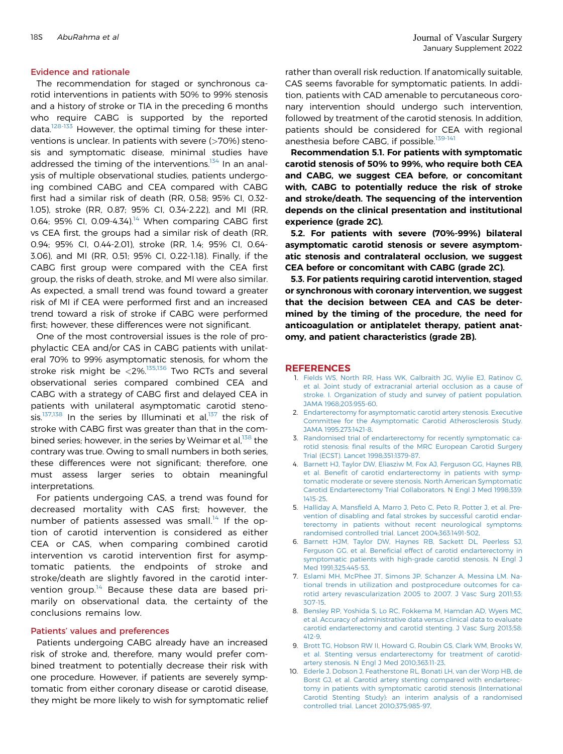### Evidence and rationale

The recommendation for staged or synchronous carotid interventions in patients with 50% to 99% stenosis and a history of stroke or TIA in the preceding 6 months who require CABG is supported by the reported data.[128-133] However, the optimal timing for these interventions is unclear. In patients with severe (>70%) stenosis and symptomatic disease, minimal studies have addressed the timing of the interventions.[134] In an analysis of multiple observational studies, patients undergoing combined CABG and CEA compared with CABG first had a similar risk of death (RR, 0.58; 95% CI, 0.32-1.05), stroke (RR, 0.87; 95% CI, 0.34-2.22), and MI (RR, 0.64; 95% CI, 0.09-4.34).[14] When comparing CABG first vs CEA first, the groups had a similar risk of death (RR, 0.94; 95% CI, 0.44-2.01), stroke (RR, 1.4; 95% CI, 0.64-3.06), and MI (RR, 0.51; 95% CI, 0.22-1.18). Finally, if the CABG first group were compared with the CEA first group, the risks of death, stroke, and MI were also similar. As expected, a small trend was found toward a greater risk of MI if CEA were performed first and an increased trend toward a risk of stroke if CABG were performed first; however, these differences were not significant.

One of the most controversial issues is the role of prophylactic CEA and/or CAS in CABG patients with unilateral 70% to 99% asymptomatic stenosis, for whom the stroke risk might be <2%.[135,136] Two RCTs and several observational series compared combined CEA and CABG with a strategy of CABG first and delayed CEA in patients with unilateral asymptomatic carotid stenosis.[137,138] In the series by Illuminati et al,[137] the risk of stroke with CABG first was greater than that in the combined series; however, in the series by Weimar et al,[138] the contrary was true. Owing to small numbers in both series, these differences were not significant; therefore, one must assess larger series to obtain meaningful interpretations.

For patients undergoing CAS, a trend was found for decreased mortality with CAS first; however, the number of patients assessed was small.[14] If the option of carotid intervention is considered as either CEA or CAS, when comparing combined carotid intervention vs carotid intervention first for asymptomatic patients, the endpoints of stroke and stroke/death are slightly favored in the carotid intervention group.[14] Because these data are based primarily on observational data, the certainty of the conclusions remains low.

### Patients' values and preferences

Patients undergoing CABG already have an increased risk of stroke and, therefore, many would prefer combined treatment to potentially decrease their risk with one procedure. However, if patients are severely symptomatic from either coronary disease or carotid disease, they might be more likely to wish for symptomatic relief rather than overall risk reduction. If anatomically suitable, CAS seems favorable for symptomatic patients. In addition, patients with CAD amenable to percutaneous coronary intervention should undergo such intervention, followed by treatment of the carotid stenosis. In addition, patients should be considered for CEA with regional anesthesia before CABG, if possible.[139-141]

**Recommendation 5.1. For patients with symptomatic carotid stenosis of 50% to 99%, who require both CEA and CABG, we suggest CEA before, or concomitant with, CABG to potentially reduce the risk of stroke and stroke/death. The sequencing of the intervention depends on the clinical presentation and institutional experience (grade 2C).**

**5.2. For patients with severe (70%-99%) bilateral asymptomatic carotid stenosis or severe asymptomatic stenosis and contralateral occlusion, we suggest CEA before or concomitant with CABG (grade 2C).**

**5.3. For patients requiring carotid intervention, staged or synchronous with coronary intervention, we suggest that the decision between CEA and CAS be determined by the timing of the procedure, the need for anticoagulation or antiplatelet therapy, patient anatomy, and patient characteristics (grade 2B).**

## REFERENCES

1. Fields WS, North RR, Hass WK, Galbraith JG, Wylie EJ, Ratinov G, et al. Joint study of extracranial arterial occlusion as a cause of stroke. I. Organization of study and survey of patient population. JAMA 1968;203:955-60.
2. Endarterectomy for asymptomatic carotid artery stenosis. Executive Committee for the Asymptomatic Carotid Atherosclerosis Study. JAMA 1995;273:1421-8.
3. Randomised trial of endarterectomy for recently symptomatic carotid stenosis: final results of the MRC European Carotid Surgery Trial (ECST). Lancet 1998;351:1379-87.
4. Barnett HJ, Taylor DW, Eliasziw M, Fox AJ, Ferguson GG, Haynes RB, et al. Benefit of carotid endarterectomy in patients with symptomatic moderate or severe stenosis. North American Symptomatic Carotid Endarterectomy Trial Collaborators. N Engl J Med 1998;339:1415-25.
5. Halliday A, Mansfield A, Marro J, Peto C, Peto R, Potter J, et al. Prevention of disabling and fatal strokes by successful carotid endarterectomy in patients without recent neurological symptoms: randomised controlled trial. Lancet 2004;363:1491-502.
6. Barnett HJM, Taylor DW, Haynes RB, Sackett DL, Peerless SJ, Ferguson GG, et al. Beneficial effect of carotid endarterectomy in symptomatic patients with high-grade carotid stenosis. N Engl J Med 1991;325:445-53.
7. Eslami MH, McPhee JT, Simons JP, Schanzer A, Messina LM. National trends in utilization and postprocedure outcomes for carotid artery revascularization 2005 to 2007. J Vasc Surg 2011;53:307-15.
8. Bensley RP, Yoshida S, Lo RC, Fokkema M, Hamdan AD, Wyers MC, et al. Accuracy of administrative data versus clinical data to evaluate carotid endarterectomy and carotid stenting. J Vasc Surg 2013;58:412-9.
9. Brott TG, Hobson RW II, Howard G, Roubin GS, Clark WM, Brooks W, et al. Stenting versus endarterectomy for treatment of carotid-artery stenosis. N Engl J Med 2010;363:11-23.
10. Ederle J, Dobson J, Featherstone RL, Bonati LH, van der Worp HB, de Borst GJ, et al. Carotid artery stenting compared with endarterectomy in patients with symptomatic carotid stenosis (International Carotid Stenting Study): an interim analysis of a randomised controlled trial. Lancet 2010;375:985-97.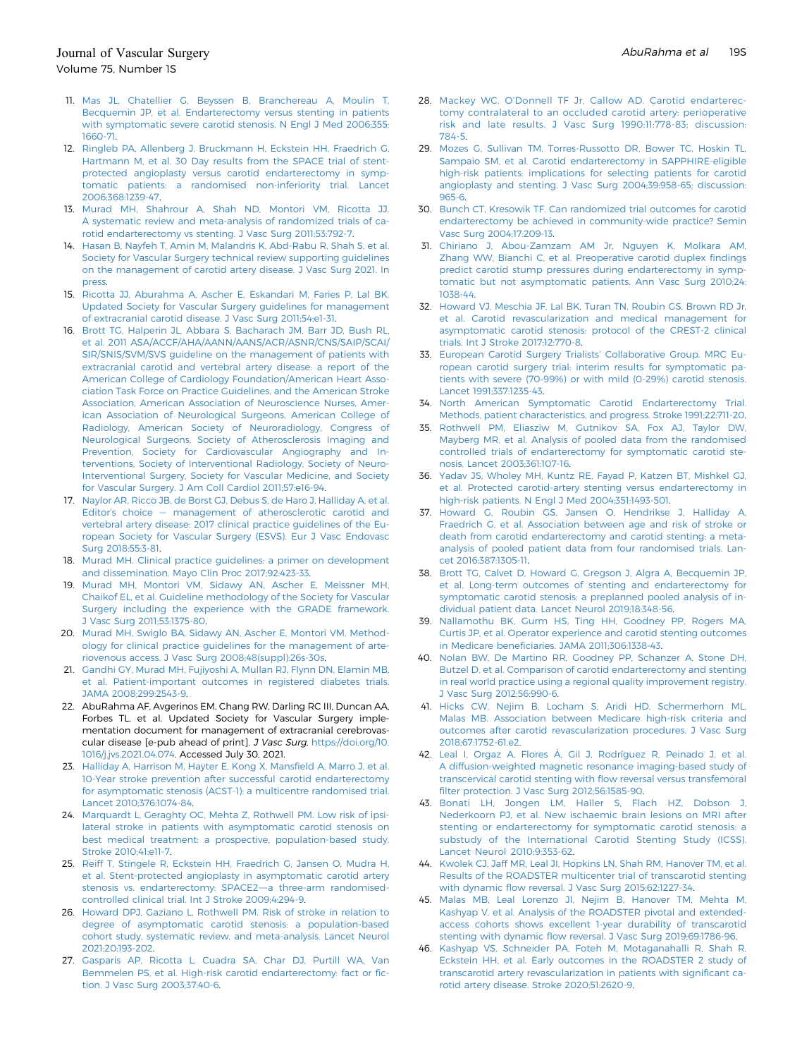11. Mas JL, Chatellier G, Beyssen B, Branchereau A, Moulin T, Becquemin JP, et al. Endarterectomy versus stenting in patients with symptomatic severe carotid stenosis. N Engl J Med 2006;355:1660-71.
12. Ringleb PA, Allenberg J, Bruckmann H, Eckstein HH, Fraedrich G, Hartmann M, et al. 30 Day results from the SPACE trial of stent-protected angioplasty versus carotid endarterectomy in symptomatic patients: a randomised non-inferiority trial. Lancet 2006;368:1239-47.
13. Murad MH, Shahrour A, Shah ND, Montori VM, Ricotta JJ. A systematic review and meta-analysis of randomized trials of carotid endarterectomy vs stenting. J Vasc Surg 2011;53:792-7.
14. Hasan B, Nayfeh T, Amin M, Malandris K, Abd-Rabu R, Shah S, et al. Society for Vascular Surgery technical review supporting guidelines on the management of carotid artery disease. J Vasc Surg 2021. In press.
15. Ricotta JJ, Aburahma A, Ascher E, Eskandari M, Faries P, Lal BK. Updated Society for Vascular Surgery guidelines for management of extracranial carotid disease. J Vasc Surg 2011;54:e1-31.
16. Brott TG, Halperin JL, Abbara S, Bacharach JM, Barr JD, Bush RL, et al. 2011 ASA/ACCF/AHA/AANN/AANS/ACR/ASNR/CNS/SAIP/SCAI/SIR/SNIS/SVM/SVS guideline on the management of patients with extracranial carotid and vertebral artery disease: a report of the American College of Cardiology Foundation/American Heart Association Task Force on Practice Guidelines, and the American Stroke Association, American Association of Neuroscience Nurses, American Association of Neurological Surgeons, American College of Radiology, American Society of Neuroradiology, Congress of Neurological Surgeons, Society of Atherosclerosis Imaging and Prevention, Society for Cardiovascular Angiography and Interventions, Society of Interventional Radiology, Society of NeuroInterventional Surgery, Society for Vascular Medicine, and Society for Vascular Surgery. J Am Coll Cardiol 2011;57:e16-94.
17. Naylor AR, Ricco JB, de Borst GJ, Debus S, de Haro J, Halliday A, et al. Editor's choice — management of atherosclerotic carotid and vertebral artery disease: 2017 clinical practice guidelines of the European Society for Vascular Surgery (ESVS). Eur J Vasc Endovasc Surg 2018;55:3-81.
18. Murad MH. Clinical practice guidelines: a primer on development and dissemination. Mayo Clin Proc 2017;92:423-33.
19. Murad MH, Montori VM, Sidawy AN, Ascher E, Meissner MH, Chaikof EL, et al. Guideline methodology of the Society for Vascular Surgery including the experience with the GRADE framework. J Vasc Surg 2011;53:1375-80.
20. Murad MH, Swiglo BA, Sidawy AN, Ascher E, Montori VM. Methodology for clinical practice guidelines for the management of arteriovenous access. J Vasc Surg 2008;48(suppl):26s-30s.
21. Gandhi GY, Murad MH, Fujiyoshi A, Mullan RJ, Flynn DN, Elamin MB, et al. Patient-important outcomes in registered diabetes trials. JAMA 2008;299:2543-9.
22. AbuRahma AF, Avgerinos EM, Chang RW, Darling RC III, Duncan AA, Forbes TL, et al. Updated Society for Vascular Surgery implementation document for management of extracranial cerebrovascular disease [e-pub ahead of print]. *J Vasc Surg*, https://doi.org/10.1016/j.jvs.2021.04.074. Accessed July 30, 2021.
23. Halliday A, Harrison M, Hayter E, Kong X, Mansfield A, Marro J, et al. 10-Year stroke prevention after successful carotid endarterectomy for asymptomatic stenosis (ACST-1): a multicentre randomised trial. Lancet 2010;376:1074-84.
24. Marquardt L, Geraghty OC, Mehta Z, Rothwell PM. Low risk of ipsilateral stroke in patients with asymptomatic carotid stenosis on best medical treatment: a prospective, population-based study. Stroke 2010;41:e11-7.
25. Reiff T, Stingele R, Eckstein HH, Fraedrich G, Jansen O, Mudra H, et al. Stent-protected angioplasty in asymptomatic carotid artery stenosis vs. endarterectomy: SPACE2—a three-arm randomised-controlled clinical trial. Int J Stroke 2009;4:294-9.
26. Howard DPJ, Gaziano L, Rothwell PM. Risk of stroke in relation to degree of asymptomatic carotid stenosis: a population-based cohort study, systematic review, and meta-analysis. Lancet Neurol 2021;20:193-202.
27. Gasparis AP, Ricotta L, Cuadra SA, Char DJ, Purtill WA, Van Bemmelen PS, et al. High-risk carotid endarterectomy: fact or fiction. J Vasc Surg 2003;37:40-6.
28. Mackey WC, O'Donnell TF Jr, Callow AD. Carotid endarterectomy contralateral to an occluded carotid artery: perioperative risk and late results. J Vasc Surg 1990;11:778-83; discussion: 784-5.
29. Mozes G, Sullivan TM, Torres-Russotto DR, Bower TC, Hoskin TL, Sampaio SM, et al. Carotid endarterectomy in SAPPHIRE-eligible high-risk patients: implications for selecting patients for carotid angioplasty and stenting. J Vasc Surg 2004;39:958-65; discussion: 965-6.
30. Bunch CT, Kresowik TF. Can randomized trial outcomes for carotid endarterectomy be achieved in community-wide practice? Semin Vasc Surg 2004;17:209-13.
31. Chiriano J, Abou-Zamzam AM Jr, Nguyen K, Molkara AM, Zhang WW, Bianchi C, et al. Preoperative carotid duplex findings predict carotid stump pressures during endarterectomy in symptomatic but not asymptomatic patients. Ann Vasc Surg 2010;24:1038-44.
32. Howard VJ, Meschia JF, Lal BK, Turan TN, Roubin GS, Brown RD Jr, et al. Carotid revascularization and medical management for asymptomatic carotid stenosis: protocol of the CREST-2 clinical trials. Int J Stroke 2017;12:770-8.
33. European Carotid Surgery Trialists' Collaborative Group. MRC European carotid surgery trial: interim results for symptomatic patients with severe (70-99%) or with mild (0-29%) carotid stenosis. Lancet 1991;337:1235-43.
34. North American Symptomatic Carotid Endarterectomy Trial. Methods, patient characteristics, and progress. Stroke 1991;22:711-20.
35. Rothwell PM, Eliasziw M, Gutnikov SA, Fox AJ, Taylor DW, Mayberg MR, et al. Analysis of pooled data from the randomised controlled trials of endarterectomy for symptomatic carotid stenosis. Lancet 2003;361:107-16.
36. Yadav JS, Wholey MH, Kuntz RE, Fayad P, Katzen BT, Mishkel GJ, et al. Protected carotid-artery stenting versus endarterectomy in high-risk patients. N Engl J Med 2004;351:1493-501.
37. Howard G, Roubin GS, Jansen O, Hendrikse J, Halliday A, Fraedrich G, et al. Association between age and risk of stroke or death from carotid endarterectomy and carotid stenting: a meta-analysis of pooled patient data from four randomised trials. Lancet 2016;387:1305-11.
38. Brott TG, Calvet D, Howard G, Gregson J, Algra A, Becquemin JP, et al. Long-term outcomes of stenting and endarterectomy for symptomatic carotid stenosis: a preplanned pooled analysis of individual patient data. Lancet Neurol 2019;18:348-56.
39. Nallamothu BK, Gurm HS, Ting HH, Goodney PP, Rogers MA, Curtis JP, et al. Operator experience and carotid stenting outcomes in Medicare beneficiaries. JAMA 2011;306:1338-43.
40. Nolan BW, De Martino RR, Goodney PP, Schanzer A, Stone DH, Butzel D, et al. Comparison of carotid endarterectomy and stenting in real world practice using a regional quality improvement registry. J Vasc Surg 2012;56:990-6.
41. Hicks CW, Nejim B, Locham S, Aridi HD, Schermerhorn ML, Malas MB. Association between Medicare high-risk criteria and outcomes after carotid revascularization procedures. J Vasc Surg 2018;67:1752-61.e2.
42. Leal I, Orgaz A, Flores Á, Gil J, Rodríguez R, Peinado J, et al. A diffusion-weighted magnetic resonance imaging-based study of transcervical carotid stenting with flow reversal versus transfemoral filter protection. J Vasc Surg 2012;56:1585-90.
43. Bonati LH, Jongen LM, Haller S, Flach HZ, Dobson J, Nederkoorn PJ, et al. New ischaemic brain lesions on MRI after stenting or endarterectomy for symptomatic carotid stenosis: a substudy of the International Carotid Stenting Study (ICSS). Lancet Neurol 2010;9:353-62.
44. Kwolek CJ, Jaff MR, Leal JI, Hopkins LN, Shah RM, Hanover TM, et al. Results of the ROADSTER multicenter trial of transcarotid stenting with dynamic flow reversal. J Vasc Surg 2015;62:1227-34.
45. Malas MB, Leal Lorenzo JI, Nejim B, Hanover TM, Mehta M, Kashyap V, et al. Analysis of the ROADSTER pivotal and extended-access cohorts shows excellent 1-year durability of transcarotid stenting with dynamic flow reversal. J Vasc Surg 2019;69:1786-96.
46. Kashyap VS, Schneider PA, Foteh M, Motaganahalli R, Shah R, Eckstein HH, et al. Early outcomes in the ROADSTER 2 study of transcarotid artery revascularization in patients with significant carotid artery disease. Stroke 2020;51:2620-9.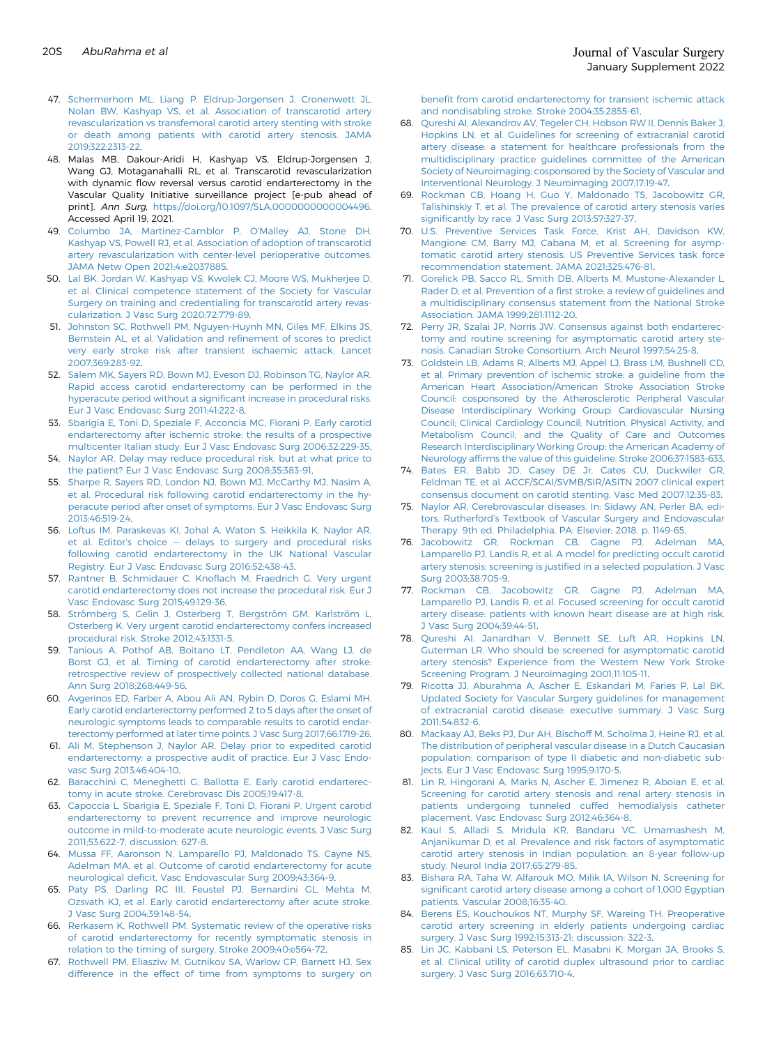47. Schermerhorn ML, Liang P, Eldrup-Jorgensen J, Cronenwett JL, Nolan BW, Kashyap VS, et al. Association of transcarotid artery revascularization vs transfemoral carotid artery stenting with stroke or death among patients with carotid artery stenosis. JAMA 2019;322:2313-22.
48. Malas MB, Dakour-Aridi H, Kashyap VS, Eldrup-Jorgensen J, Wang GJ, Motaganahalli RL, et al. Transcarotid revascularization with dynamic flow reversal versus carotid endarterectomy in the Vascular Quality Initiative surveillance project [e-pub ahead of print]. *Ann Surg*, https://doi.org/10.1097/SLA.0000000000004496. Accessed April 19, 2021.
49. Columbo JA, Martinez-Camblor P, O'Malley AJ, Stone DH, Kashyap VS, Powell RJ, et al. Association of adoption of transcarotid artery revascularization with center-level perioperative outcomes. JAMA Netw Open 2021;4:e2037885.
50. Lal BK, Jordan W, Kashyap VS, Kwolek CJ, Moore WS, Mukherjee D, et al. Clinical competence statement of the Society for Vascular Surgery on training and credentialing for transcarotid artery revascularization. J Vasc Surg 2020;72:779-89.
51. Johnston SC, Rothwell PM, Nguyen-Huynh MN, Giles MF, Elkins JS, Bernstein AL, et al. Validation and refinement of scores to predict very early stroke risk after transient ischaemic attack. Lancet 2007;369:283-92.
52. Salem MK, Sayers RD, Bown MJ, Eveson DJ, Robinson TG, Naylor AR. Rapid access carotid endarterectomy can be performed in the hyperacute period without a significant increase in procedural risks. Eur J Vasc Endovasc Surg 2011;41:222-8.
53. Sbarigia E, Toni D, Speziale F, Acconcia MC, Fiorani P. Early carotid endarterectomy after ischemic stroke: the results of a prospective multicenter Italian study. Eur J Vasc Endovasc Surg 2006;32:229-35.
54. Naylor AR. Delay may reduce procedural risk, but at what price to the patient? Eur J Vasc Endovasc Surg 2008;35:383-91.
55. Sharpe R, Sayers RD, London NJ, Bown MJ, McCarthy MJ, Nasim A, et al. Procedural risk following carotid endarterectomy in the hyperacute period after onset of symptoms. Eur J Vasc Endovasc Surg 2013;46:519-24.
56. Loftus IM, Paraskevas KI, Johal A, Waton S, Heikkila K, Naylor AR, et al. Editor's choice – delays to surgery and procedural risks following carotid endarterectomy in the UK National Vascular Registry. Eur J Vasc Endovasc Surg 2016;52:438-43.
57. Rantner B, Schmidauer C, Knoflach M, Fraedrich G. Very urgent carotid endarterectomy does not increase the procedural risk. Eur J Vasc Endovasc Surg 2015;49:129-36.
58. Strömberg S, Gelin J, Osterberg T, Bergström GM, Karlström L, Osterberg K. Very urgent carotid endarterectomy confers increased procedural risk. Stroke 2012;43:1331-5.
59. Tanious A, Pothof AB, Boitano LT, Pendleton AA, Wang LJ, de Borst GJ, et al. Timing of carotid endarterectomy after stroke: retrospective review of prospectively collected national database. Ann Surg 2018;268:449-56.
60. Avgerinos ED, Farber A, Abou Ali AN, Rybin D, Doros G, Eslami MH. Early carotid endarterectomy performed 2 to 5 days after the onset of neurologic symptoms leads to comparable results to carotid endarterectomy performed at later time points. J Vasc Surg 2017;66:1719-26.
61. Ali M, Stephenson J, Naylor AR. Delay prior to expedited carotid endarterectomy: a prospective audit of practice. Eur J Vasc Endovasc Surg 2013;46:404-10.
62. Baracchini C, Meneghetti G, Ballotta E. Early carotid endarterectomy in acute stroke. Cerebrovasc Dis 2005;19:417-8.
63. Capoccia L, Sbarigia E, Speziale F, Toni D, Fiorani P. Urgent carotid endarterectomy to prevent recurrence and improve neurologic outcome in mild-to-moderate acute neurologic events. J Vasc Surg 2011;53:622-7; discussion: 627-8.
64. Mussa FF, Aaronson N, Lamparello PJ, Maldonado TS, Cayne NS, Adelman MA, et al. Outcome of carotid endarterectomy for acute neurological deficit. Vasc Endovascular Surg 2009;43:364-9.
65. Paty PS, Darling RC III, Feustel PJ, Bernardini GL, Mehta M, Ozsvath KJ, et al. Early carotid endarterectomy after acute stroke. J Vasc Surg 2004;39:148-54.
66. Rerkasem K, Rothwell PM. Systematic review of the operative risks of carotid endarterectomy for recently symptomatic stenosis in relation to the timing of surgery. Stroke 2009;40:e564-72.
67. Rothwell PM, Eliasziw M, Gutnikov SA, Warlow CP, Barnett HJ. Sex difference in the effect of time from symptoms to surgery on benefit from carotid endarterectomy for transient ischemic attack and nondisabling stroke. Stroke 2004;35:2855-61.
68. Qureshi AI, Alexandrov AV, Tegeler CH, Hobson RW II, Dennis Baker J, Hopkins LN, et al. Guidelines for screening of extracranial carotid artery disease: a statement for healthcare professionals from the multidisciplinary practice guidelines committee of the American Society of Neuroimaging; cosponsored by the Society of Vascular and Interventional Neurology. J Neuroimaging 2007;17:19-47.
69. Rockman CB, Hoang H, Guo Y, Maldonado TS, Jacobowitz GR, Talishinskiy T, et al. The prevalence of carotid artery stenosis varies significantly by race. J Vasc Surg 2013;57:327-37.
70. U.S. Preventive Services Task Force, Krist AH, Davidson KW, Mangione CM, Barry MJ, Cabana M, et al. Screening for asymptomatic carotid artery stenosis: US Preventive Services task force recommendation statement. JAMA 2021;325:476-81.
71. Gorelick PB, Sacco RL, Smith DB, Alberts M, Mustone-Alexander L, Rader D, et al. Prevention of a first stroke: a review of guidelines and a multidisciplinary consensus statement from the National Stroke Association. JAMA 1999;281:1112-20.
72. Perry JR, Szalai JP, Norris JW. Consensus against both endarterectomy and routine screening for asymptomatic carotid artery stenosis. Canadian Stroke Consortium. Arch Neurol 1997;54:25-8.
73. Goldstein LB, Adams R, Alberts MJ, Appel LJ, Brass LM, Bushnell CD, et al. Primary prevention of ischemic stroke: a guideline from the American Heart Association/American Stroke Association Stroke Council: cosponsored by the Atherosclerotic Peripheral Vascular Disease Interdisciplinary Working Group; Cardiovascular Nursing Council; Clinical Cardiology Council; Nutrition, Physical Activity, and Metabolism Council; and the Quality of Care and Outcomes Research Interdisciplinary Working Group: the American Academy of Neurology affirms the value of this guideline. Stroke 2006;37:1583-633.
74. Bates ER, Babb JD, Casey DE Jr, Cates CU, Duckwiler GR, Feldman TE, et al. ACCF/SCAI/SVMB/SIR/ASITN 2007 clinical expert consensus document on carotid stenting. Vasc Med 2007;12:35-83.
75. Naylor AR. Cerebrovascular diseases. In: Sidawy AN, Perler BA, editors. Rutherford's Textbook of Vascular Surgery and Endovascular Therapy. 9th ed. Philadelphia, PA: Elsevier; 2018. p. 1149-65.
76. Jacobowitz GR, Rockman CB, Gagne PJ, Adelman MA, Lamparello PJ, Landis R, et al. A model for predicting occult carotid artery stenosis: screening is justified in a selected population. J Vasc Surg 2003;38:705-9.
77. Rockman CB, Jacobowitz GR, Gagne PJ, Adelman MA, Lamparello PJ, Landis R, et al. Focused screening for occult carotid artery disease: patients with known heart disease are at high risk. J Vasc Surg 2004;39:44-51.
78. Qureshi AI, Janardhan V, Bennett SE, Luft AR, Hopkins LN, Guterman LR. Who should be screened for asymptomatic carotid artery stenosis? Experience from the Western New York Stroke Screening Program. J Neuroimaging 2001;11:105-11.
79. Ricotta JJ, Aburahma A, Ascher E, Eskandari M, Faries P, Lal BK. Updated Society for Vascular Surgery guidelines for management of extracranial carotid disease: executive summary. J Vasc Surg 2011;54:832-6.
80. Mackaay AJ, Beks PJ, Dur AH, Bischoff M, Scholma J, Heine RJ, et al. The distribution of peripheral vascular disease in a Dutch Caucasian population: comparison of type II diabetic and non-diabetic subjects. Eur J Vasc Endovasc Surg 1995;9:170-5.
81. Lin R, Hingorani A, Marks N, Ascher E, Jimenez R, Aboian E, et al. Screening for carotid artery stenosis and renal artery stenosis in patients undergoing tunneled cuffed hemodialysis catheter placement. Vasc Endovasc Surg 2012;46:364-8.
82. Kaul S, Alladi S, Mridula KR, Bandaru VC, Umamashesh M, Anjanikumar D, et al. Prevalence and risk factors of asymptomatic carotid artery stenosis in Indian population: an 8-year follow-up study. Neurol India 2017;65:279-85.
83. Bishara RA, Taha W, Alfarouk MO, Milik IA, Wilson N. Screening for significant carotid artery disease among a cohort of 1,000 Egyptian patients. Vascular 2008;16:35-40.
84. Berens ES, Kouchoukos NT, Murphy SF, Wareing TH. Preoperative carotid artery screening in elderly patients undergoing cardiac surgery. J Vasc Surg 1992;15:313-21; discussion: 322-3.
85. Lin JC, Kabbani LS, Peterson EL, Masabni K, Morgan JA, Brooks S, et al. Clinical utility of carotid duplex ultrasound prior to cardiac surgery. J Vasc Surg 2016;63:710-4.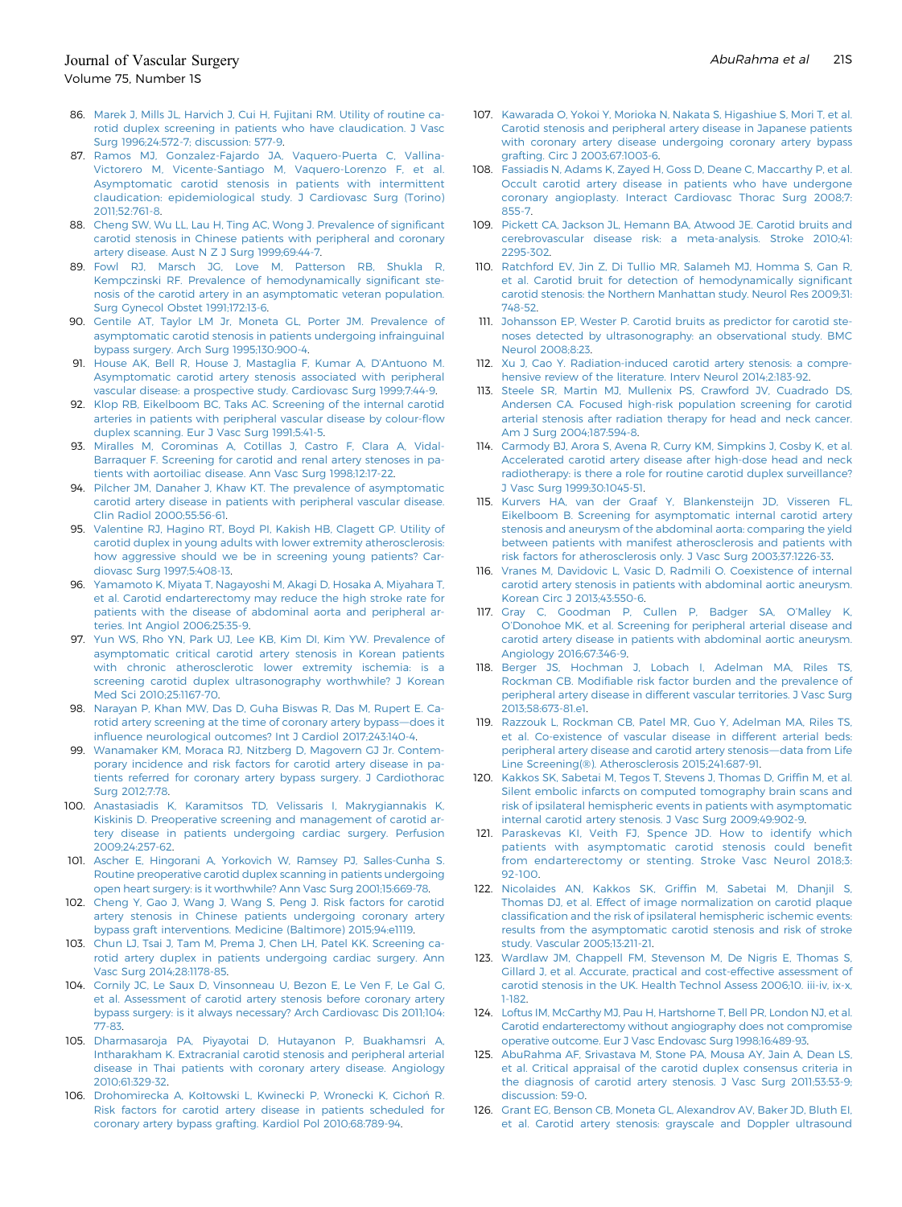86. Marek J, Mills JL, Harvich J, Cui H, Fujitani RM. Utility of routine carotid duplex screening in patients who have claudication. J Vasc Surg 1996;24:572-7; discussion: 577-9.
87. Ramos MJ, Gonzalez-Fajardo JA, Vaquero-Puerta C, Vallina-Victorero M, Vicente-Santiago M, Vaquero-Lorenzo F, et al. Asymptomatic carotid stenosis in patients with intermittent claudication: epidemiological study. J Cardiovasc Surg (Torino) 2011;52:761-8.
88. Cheng SW, Wu LL, Lau H, Ting AC, Wong J. Prevalence of significant carotid stenosis in Chinese patients with peripheral and coronary artery disease. Aust N Z J Surg 1999;69:44-7.
89. Fowl RJ, Marsch JG, Love M, Patterson RB, Shukla R, Kempczinski RF. Prevalence of hemodynamically significant stenosis of the carotid artery in an asymptomatic veteran population. Surg Gynecol Obstet 1991;172:13-6.
90. Gentile AT, Taylor LM Jr, Moneta GL, Porter JM. Prevalence of asymptomatic carotid stenosis in patients undergoing infrainguinal bypass surgery. Arch Surg 1995;130:900-4.
91. House AK, Bell R, House J, Mastaglia F, Kumar A, D'Antuono M. Asymptomatic carotid artery stenosis associated with peripheral vascular disease: a prospective study. Cardiovasc Surg 1999;7:44-9.
92. Klop RB, Eikelboom BC, Taks AC. Screening of the internal carotid arteries in patients with peripheral vascular disease by colour-flow duplex scanning. Eur J Vasc Surg 1991;5:41-5.
93. Miralles M, Corominas A, Cotillas J, Castro F, Clara A, Vidal-Barraquer F. Screening for carotid and renal artery stenoses in patients with aortoiliac disease. Ann Vasc Surg 1998;12:17-22.
94. Pilcher JM, Danaher J, Khaw KT. The prevalence of asymptomatic carotid artery disease in patients with peripheral vascular disease. Clin Radiol 2000;55:56-61.
95. Valentine RJ, Hagino RT, Boyd PI, Kakish HB, Clagett GP. Utility of carotid duplex in young adults with lower extremity atherosclerosis: how aggressive should we be in screening young patients? Cardiovasc Surg 1997;5:408-13.
96. Yamamoto K, Miyata T, Nagayoshi M, Akagi D, Hosaka A, Miyahara T, et al. Carotid endarterectomy may reduce the high stroke rate for patients with the disease of abdominal aorta and peripheral arteries. Int Angiol 2006;25:35-9.
97. Yun WS, Rho YN, Park UJ, Lee KB, Kim DI, Kim YW. Prevalence of asymptomatic critical carotid artery stenosis in Korean patients with chronic atherosclerotic lower extremity ischemia: is a screening carotid duplex ultrasonography worthwhile? J Korean Med Sci 2010;25:1167-70.
98. Narayan P, Khan MW, Das D, Guha Biswas R, Das M, Rupert E. Carotid artery screening at the time of coronary artery bypass—does it influence neurological outcomes? Int J Cardiol 2017;243:140-4.
99. Wanamaker KM, Moraca RJ, Nitzberg D, Magovern GJ Jr. Contemporary incidence and risk factors for carotid artery disease in patients referred for coronary artery bypass surgery. J Cardiothorac Surg 2012;7:78.
100. Anastasiadis K, Karamitsos TD, Velissaris I, Makrygiannakis K, Kiskinis D. Preoperative screening and management of carotid artery disease in patients undergoing cardiac surgery. Perfusion 2009;24:257-62.
101. Ascher E, Hingorani A, Yorkovich W, Ramsey PJ, Salles-Cunha S. Routine preoperative carotid duplex scanning in patients undergoing open heart surgery: is it worthwhile? Ann Vasc Surg 2001;15:669-78.
102. Cheng Y, Gao J, Wang J, Wang S, Peng J. Risk factors for carotid artery stenosis in Chinese patients undergoing coronary artery bypass graft interventions. Medicine (Baltimore) 2015;94:e1119.
103. Chun LJ, Tsai J, Tam M, Prema J, Chen LH, Patel KK. Screening carotid artery duplex in patients undergoing cardiac surgery. Ann Vasc Surg 2014;28:1178-85.
104. Cornily JC, Le Saux D, Vinsonneau U, Bezon E, Le Ven F, Le Gal G, et al. Assessment of carotid artery stenosis before coronary artery bypass surgery: is it always necessary? Arch Cardiovasc Dis 2011;104:77-83.
105. Dharmasaroja PA, Piyayotai D, Hutayanon P, Buakhamsri A, Intharakham K. Extracranial carotid stenosis and peripheral arterial disease in Thai patients with coronary artery disease. Angiology 2010;61:329-32.
106. Drohomirecka A, Kołtowski L, Kwinecki P, Wronecki K, Cichoń R. Risk factors for carotid artery disease in patients scheduled for coronary artery bypass grafting. Kardiol Pol 2010;68:789-94.
107. Kawarada O, Yokoi Y, Morioka N, Nakata S, Higashiue S, Mori T, et al. Carotid stenosis and peripheral artery disease in Japanese patients with coronary artery disease undergoing coronary artery bypass grafting. Circ J 2003;67:1003-6.
108. Fassiadis N, Adams K, Zayed H, Goss D, Deane C, Maccarthy P, et al. Occult carotid artery disease in patients who have undergone coronary angioplasty. Interact Cardiovasc Thorac Surg 2008;7:855-7.
109. Pickett CA, Jackson JL, Hemann BA, Atwood JE. Carotid bruits and cerebrovascular disease risk: a meta-analysis. Stroke 2010;41:2295-302.
110. Ratchford EV, Jin Z, Di Tullio MR, Salameh MJ, Homma S, Gan R, et al. Carotid bruit for detection of hemodynamically significant carotid stenosis: the Northern Manhattan study. Neurol Res 2009;31:748-52.
111. Johansson EP, Wester P. Carotid bruits as predictor for carotid stenoses detected by ultrasonography: an observational study. BMC Neurol 2008;8:23.
112. Xu J, Cao Y. Radiation-induced carotid artery stenosis: a comprehensive review of the literature. Interv Neurol 2014;2:183-92.
113. Steele SR, Martin MJ, Mullenix PS, Crawford JV, Cuadrado DS, Andersen CA. Focused high-risk population screening for carotid arterial stenosis after radiation therapy for head and neck cancer. Am J Surg 2004;187:594-8.
114. Carmody BJ, Arora S, Avena R, Curry KM, Simpkins J, Cosby K, et al. Accelerated carotid artery disease after high-dose head and neck radiotherapy: is there a role for routine carotid duplex surveillance? J Vasc Surg 1999;30:1045-51.
115. Kurvers HA, van der Graaf Y, Blankensteijn JD, Visseren FL, Eikelboom B. Screening for asymptomatic internal carotid artery stenosis and aneurysm of the abdominal aorta: comparing the yield between patients with manifest atherosclerosis and patients with risk factors for atherosclerosis only. J Vasc Surg 2003;37:1226-33.
116. Vranes M, Davidovic L, Vasic D, Radmili O. Coexistence of internal carotid artery stenosis in patients with abdominal aortic aneurysm. Korean Circ J 2013;43:550-6.
117. Gray C, Goodman P, Cullen P, Badger SA, O'Malley K, O'Donohoe MK, et al. Screening for peripheral arterial disease and carotid artery disease in patients with abdominal aortic aneurysm. Angiology 2016;67:346-9.
118. Berger JS, Hochman J, Lobach I, Adelman MA, Riles TS, Rockman CB. Modifiable risk factor burden and the prevalence of peripheral artery disease in different vascular territories. J Vasc Surg 2013;58:673-81.e1.
119. Razzouk L, Rockman CB, Patel MR, Guo Y, Adelman MA, Riles TS, et al. Co-existence of vascular disease in different arterial beds: peripheral artery disease and carotid artery stenosis—data from Life Line Screening(®). Atherosclerosis 2015;241:687-91.
120. Kakkos SK, Sabetai M, Tegos T, Stevens J, Thomas D, Griffin M, et al. Silent embolic infarcts on computed tomography brain scans and risk of ipsilateral hemispheric events in patients with asymptomatic internal carotid artery stenosis. J Vasc Surg 2009;49:902-9.
121. Paraskevas KI, Veith FJ, Spence JD. How to identify which patients with asymptomatic carotid stenosis could benefit from endarterectomy or stenting. Stroke Vasc Neurol 2018;3:92-100.
122. Nicolaides AN, Kakkos SK, Griffin M, Sabetai M, Dhanjil S, Thomas DJ, et al. Effect of image normalization on carotid plaque classification and the risk of ipsilateral hemispheric ischemic events: results from the asymptomatic carotid stenosis and risk of stroke study. Vascular 2005;13:211-21.
123. Wardlaw JM, Chappell FM, Stevenson M, De Nigris E, Thomas S, Gillard J, et al. Accurate, practical and cost-effective assessment of carotid stenosis in the UK. Health Technol Assess 2006;10. iii-iv, ix-x, 1-182.
124. Loftus IM, McCarthy MJ, Pau H, Hartshorne T, Bell PR, London NJ, et al. Carotid endarterectomy without angiography does not compromise operative outcome. Eur J Vasc Endovasc Surg 1998;16:489-93.
125. AbuRahma AF, Srivastava M, Stone PA, Mousa AY, Jain A, Dean LS, et al. Critical appraisal of the carotid duplex consensus criteria in the diagnosis of carotid artery stenosis. J Vasc Surg 2011;53:53-9; discussion: 59-0.
126. Grant EG, Benson CB, Moneta GL, Alexandrov AV, Baker JD, Bluth EI, et al. Carotid artery stenosis: grayscale and Doppler ultrasound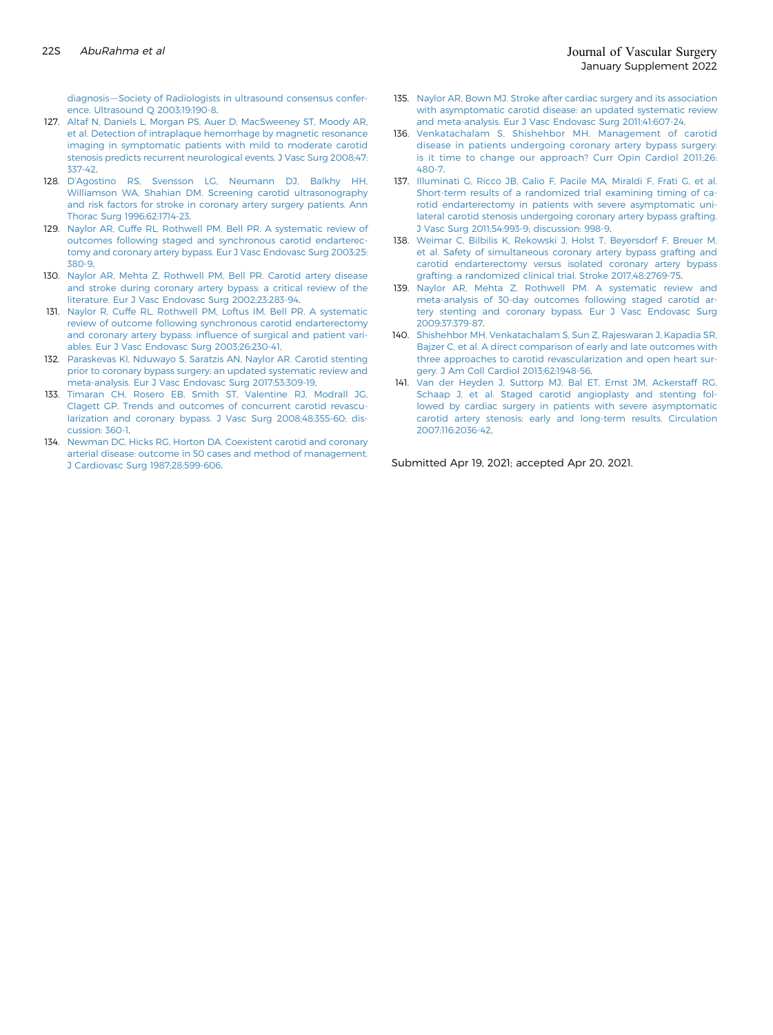diagnosis—Society of Radiologists in ultrasound consensus conference. Ultrasound Q 2003;19:190-8.

127. Altaf N, Daniels L, Morgan PS, Auer D, MacSweeney ST, Moody AR, et al. Detection of intraplaque hemorrhage by magnetic resonance imaging in symptomatic patients with mild to moderate carotid stenosis predicts recurrent neurological events. J Vasc Surg 2008;47:337-42.
128. D'Agostino RS, Svensson LG, Neumann DJ, Balkhy HH, Williamson WA, Shahian DM. Screening carotid ultrasonography and risk factors for stroke in coronary artery surgery patients. Ann Thorac Surg 1996;62:1714-23.
129. Naylor AR, Cuffe RL, Rothwell PM, Bell PR. A systematic review of outcomes following staged and synchronous carotid endarterectomy and coronary artery bypass. Eur J Vasc Endovasc Surg 2003;25:380-9.
130. Naylor AR, Mehta Z, Rothwell PM, Bell PR. Carotid artery disease and stroke during coronary artery bypass: a critical review of the literature. Eur J Vasc Endovasc Surg 2002;23:283-94.
131. Naylor R, Cuffe RL, Rothwell PM, Loftus IM, Bell PR. A systematic review of outcome following synchronous carotid endarterectomy and coronary artery bypass: influence of surgical and patient variables. Eur J Vasc Endovasc Surg 2003;26:230-41.
132. Paraskevas KI, Nduwayo S, Saratzis AN, Naylor AR. Carotid stenting prior to coronary bypass surgery: an updated systematic review and meta-analysis. Eur J Vasc Endovasc Surg 2017;53:309-19.
133. Timaran CH, Rosero EB, Smith ST, Valentine RJ, Modrall JG, Clagett GP. Trends and outcomes of concurrent carotid revascularization and coronary bypass. J Vasc Surg 2008;48:355-60; discussion: 360-1.
134. Newman DC, Hicks RG, Horton DA. Coexistent carotid and coronary arterial disease: outcome in 50 cases and method of management. J Cardiovasc Surg 1987;28:599-606.
135. Naylor AR, Bown MJ. Stroke after cardiac surgery and its association with asymptomatic carotid disease: an updated systematic review and meta-analysis. Eur J Vasc Endovasc Surg 2011;41:607-24.
136. Venkatachalam S, Shishehbor MH. Management of carotid disease in patients undergoing coronary artery bypass surgery: is it time to change our approach? Curr Opin Cardiol 2011;26:480-7.
137. Illuminati G, Ricco JB, Calio F, Pacile MA, Miraldi F, Frati G, et al. Short-term results of a randomized trial examining timing of carotid endarterectomy in patients with severe asymptomatic unilateral carotid stenosis undergoing coronary artery bypass grafting. J Vasc Surg 2011;54:993-9; discussion: 998-9.
138. Weimar C, Bilbilis K, Rekowski J, Holst T, Beyersdorf F, Breuer M, et al. Safety of simultaneous coronary artery bypass grafting and carotid endarterectomy versus isolated coronary artery bypass grafting: a randomized clinical trial. Stroke 2017;48:2769-75.
139. Naylor AR, Mehta Z, Rothwell PM. A systematic review and meta-analysis of 30-day outcomes following staged carotid artery stenting and coronary bypass. Eur J Vasc Endovasc Surg 2009;37:379-87.
140. Shishehbor MH, Venkatachalam S, Sun Z, Rajeswaran J, Kapadia SR, Bajzer C, et al. A direct comparison of early and late outcomes with three approaches to carotid revascularization and open heart surgery. J Am Coll Cardiol 2013;62:1948-56.
141. Van der Heyden J, Suttorp MJ, Bal ET, Ernst JM, Ackerstaff RG, Schaap J, et al. Staged carotid angioplasty and stenting followed by cardiac surgery in patients with severe asymptomatic carotid artery stenosis: early and long-term results. Circulation 2007;116:2036-42.

Submitted Apr 19, 2021; accepted Apr 20, 2021.